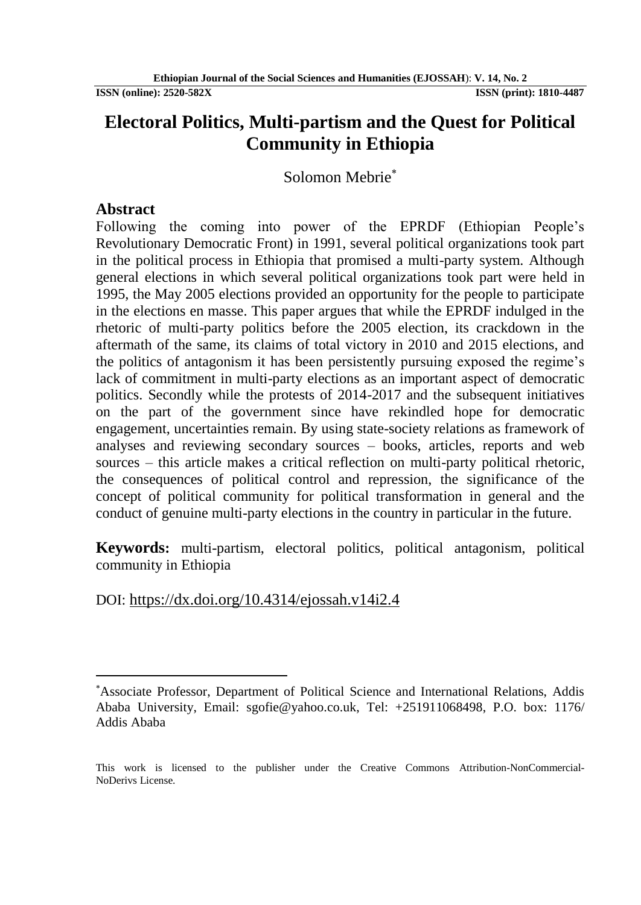# Electoral Politics, Multi-partism and the Quest for Political Community in Ethiopia

Solomon Mebrie[*]

## Abstract

Following the coming into power of the EPRDF (Ethiopian People's Revolutionary Democratic Front) in 1991, several political organizations took part in the political process in Ethiopia that promised a multi-party system. Although general elections in which several political organizations took part were held in 1995, the May 2005 elections provided an opportunity for the people to participate in the elections en masse. This paper argues that while the EPRDF indulged in the rhetoric of multi-party politics before the 2005 election, its crackdown in the aftermath of the same, its claims of total victory in 2010 and 2015 elections, and the politics of antagonism it has been persistently pursuing exposed the regime's lack of commitment in multi-party elections as an important aspect of democratic politics. Secondly while the protests of 2014-2017 and the subsequent initiatives on the part of the government since have rekindled hope for democratic engagement, uncertainties remain. By using state-society relations as framework of analyses and reviewing secondary sources – books, articles, reports and web sources – this article makes a critical reflection on multi-party political rhetoric, the consequences of political control and repression, the significance of the concept of political community for political transformation in general and the conduct of genuine multi-party elections in the country in particular in the future.

**Keywords:** multi-partism, electoral politics, political antagonism, political community in Ethiopia

DOI: https://dx.doi.org/10.4314/ejossah.v14i2.4

---

[*] Associate Professor, Department of Political Science and International Relations, Addis Ababa University, Email: sgofie@yahoo.co.uk, Tel: +251911068498, P.O. box: 1176/ Addis Ababa

This work is licensed to the publisher under the Creative Commons Attribution-NonCommercial-NoDerivs License.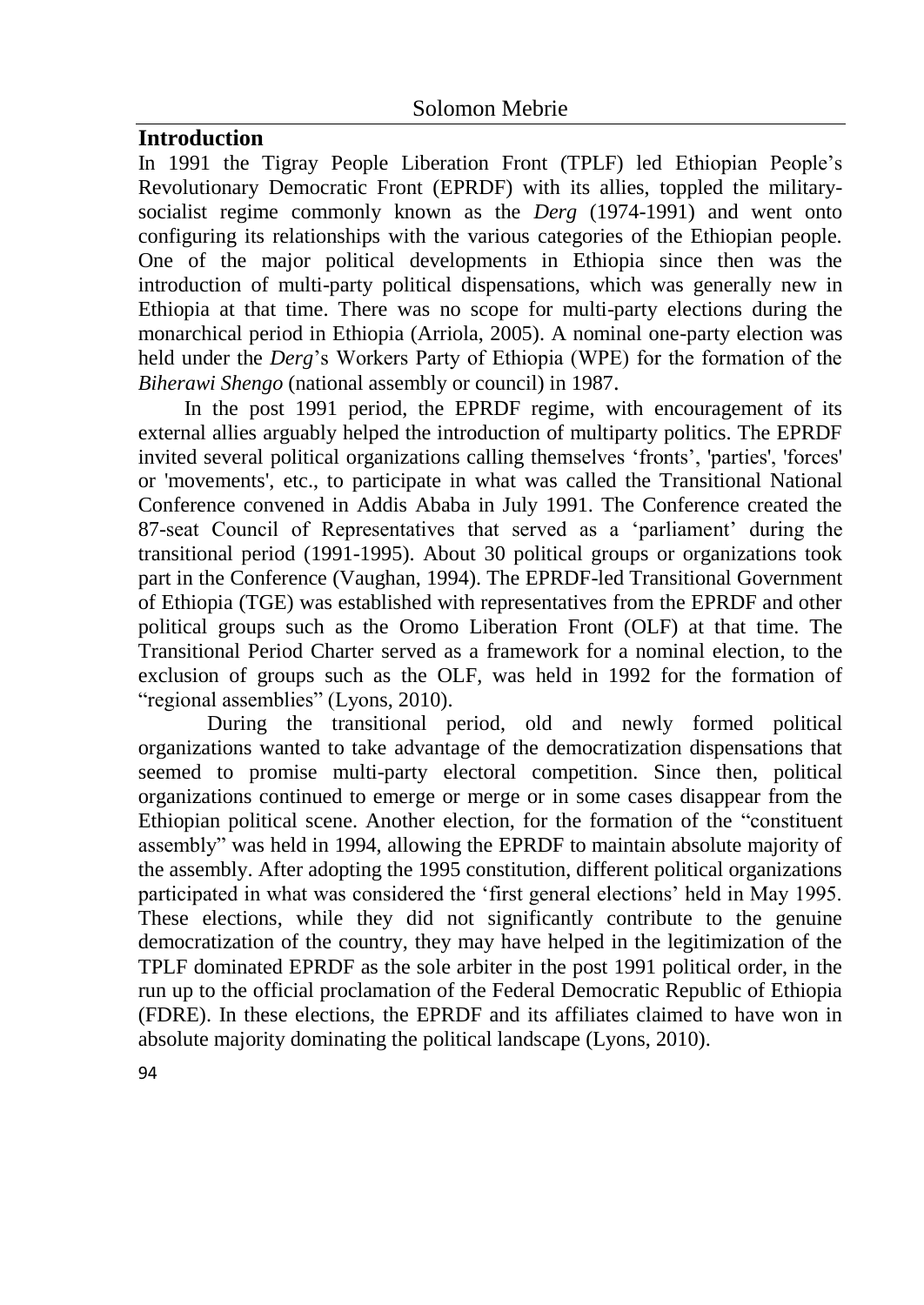## Introduction

In 1991 the Tigray People Liberation Front (TPLF) led Ethiopian People's Revolutionary Democratic Front (EPRDF) with its allies, toppled the military-socialist regime commonly known as the *Derg* (1974-1991) and went onto configuring its relationships with the various categories of the Ethiopian people. One of the major political developments in Ethiopia since then was the introduction of multi-party political dispensations, which was generally new in Ethiopia at that time. There was no scope for multi-party elections during the monarchical period in Ethiopia (Arriola, 2005). A nominal one-party election was held under the *Derg*'s Workers Party of Ethiopia (WPE) for the formation of the *Biherawi Shengo* (national assembly or council) in 1987.

In the post 1991 period, the EPRDF regime, with encouragement of its external allies arguably helped the introduction of multiparty politics. The EPRDF invited several political organizations calling themselves 'fronts', 'parties', 'forces' or 'movements', etc., to participate in what was called the Transitional National Conference convened in Addis Ababa in July 1991. The Conference created the 87-seat Council of Representatives that served as a 'parliament' during the transitional period (1991-1995). About 30 political groups or organizations took part in the Conference (Vaughan, 1994). The EPRDF-led Transitional Government of Ethiopia (TGE) was established with representatives from the EPRDF and other political groups such as the Oromo Liberation Front (OLF) at that time. The Transitional Period Charter served as a framework for a nominal election, to the exclusion of groups such as the OLF, was held in 1992 for the formation of "regional assemblies" (Lyons, 2010).

During the transitional period, old and newly formed political organizations wanted to take advantage of the democratization dispensations that seemed to promise multi-party electoral competition. Since then, political organizations continued to emerge or merge or in some cases disappear from the Ethiopian political scene. Another election, for the formation of the "constituent assembly" was held in 1994, allowing the EPRDF to maintain absolute majority of the assembly. After adopting the 1995 constitution, different political organizations participated in what was considered the 'first general elections' held in May 1995. These elections, while they did not significantly contribute to the genuine democratization of the country, they may have helped in the legitimization of the TPLF dominated EPRDF as the sole arbiter in the post 1991 political order, in the run up to the official proclamation of the Federal Democratic Republic of Ethiopia (FDRE). In these elections, the EPRDF and its affiliates claimed to have won in absolute majority dominating the political landscape (Lyons, 2010).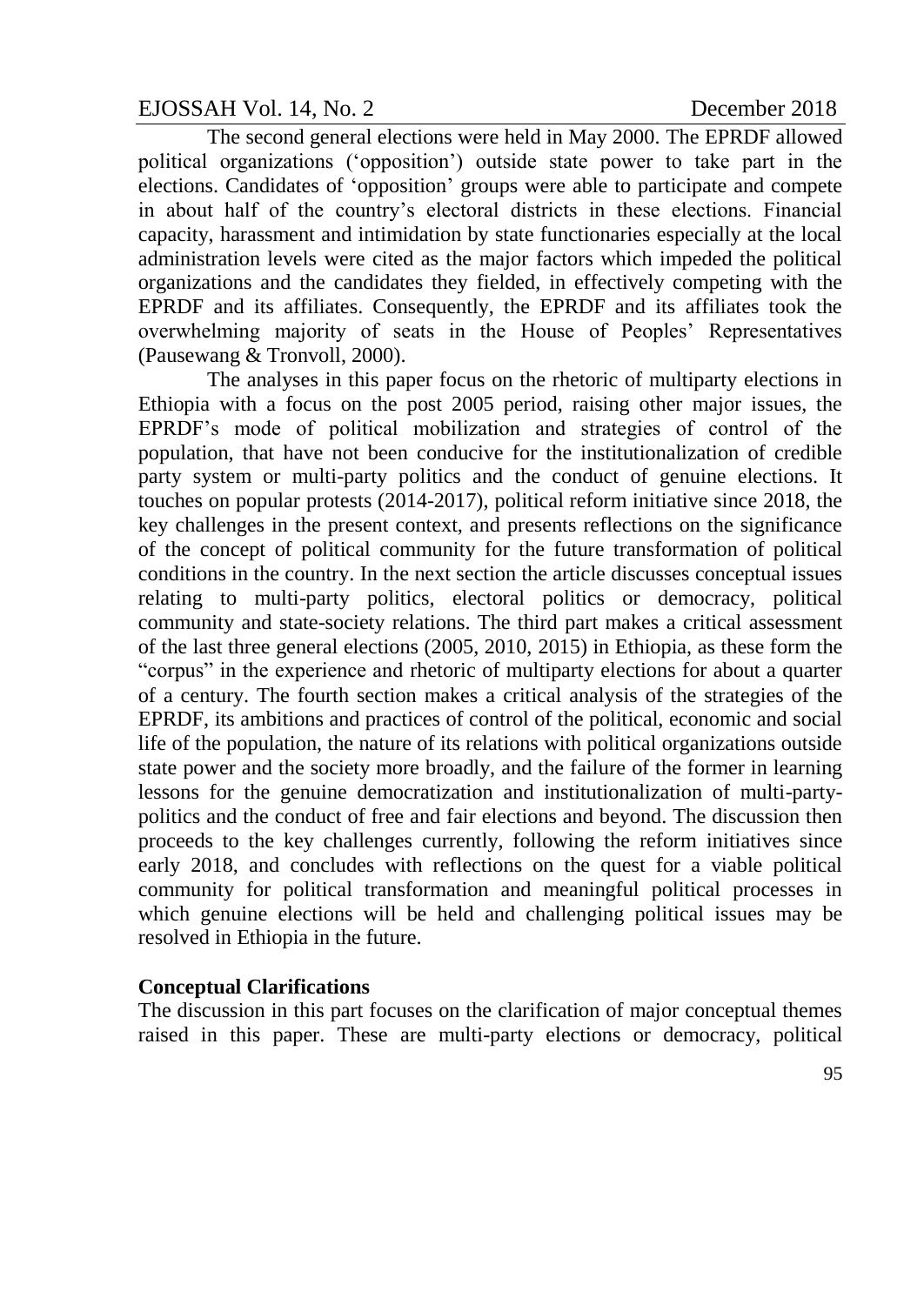The second general elections were held in May 2000. The EPRDF allowed political organizations ('opposition') outside state power to take part in the elections. Candidates of 'opposition' groups were able to participate and compete in about half of the country's electoral districts in these elections. Financial capacity, harassment and intimidation by state functionaries especially at the local administration levels were cited as the major factors which impeded the political organizations and the candidates they fielded, in effectively competing with the EPRDF and its affiliates. Consequently, the EPRDF and its affiliates took the overwhelming majority of seats in the House of Peoples' Representatives (Pausewang & Tronvoll, 2000).

The analyses in this paper focus on the rhetoric of multiparty elections in Ethiopia with a focus on the post 2005 period, raising other major issues, the EPRDF's mode of political mobilization and strategies of control of the population, that have not been conducive for the institutionalization of credible party system or multi-party politics and the conduct of genuine elections. It touches on popular protests (2014-2017), political reform initiative since 2018, the key challenges in the present context, and presents reflections on the significance of the concept of political community for the future transformation of political conditions in the country. In the next section the article discusses conceptual issues relating to multi-party politics, electoral politics or democracy, political community and state-society relations. The third part makes a critical assessment of the last three general elections (2005, 2010, 2015) in Ethiopia, as these form the "corpus" in the experience and rhetoric of multiparty elections for about a quarter of a century. The fourth section makes a critical analysis of the strategies of the EPRDF, its ambitions and practices of control of the political, economic and social life of the population, the nature of its relations with political organizations outside state power and the society more broadly, and the failure of the former in learning lessons for the genuine democratization and institutionalization of multi-party-politics and the conduct of free and fair elections and beyond. The discussion then proceeds to the key challenges currently, following the reform initiatives since early 2018, and concludes with reflections on the quest for a viable political community for political transformation and meaningful political processes in which genuine elections will be held and challenging political issues may be resolved in Ethiopia in the future.

## Conceptual Clarifications

The discussion in this part focuses on the clarification of major conceptual themes raised in this paper. These are multi-party elections or democracy, political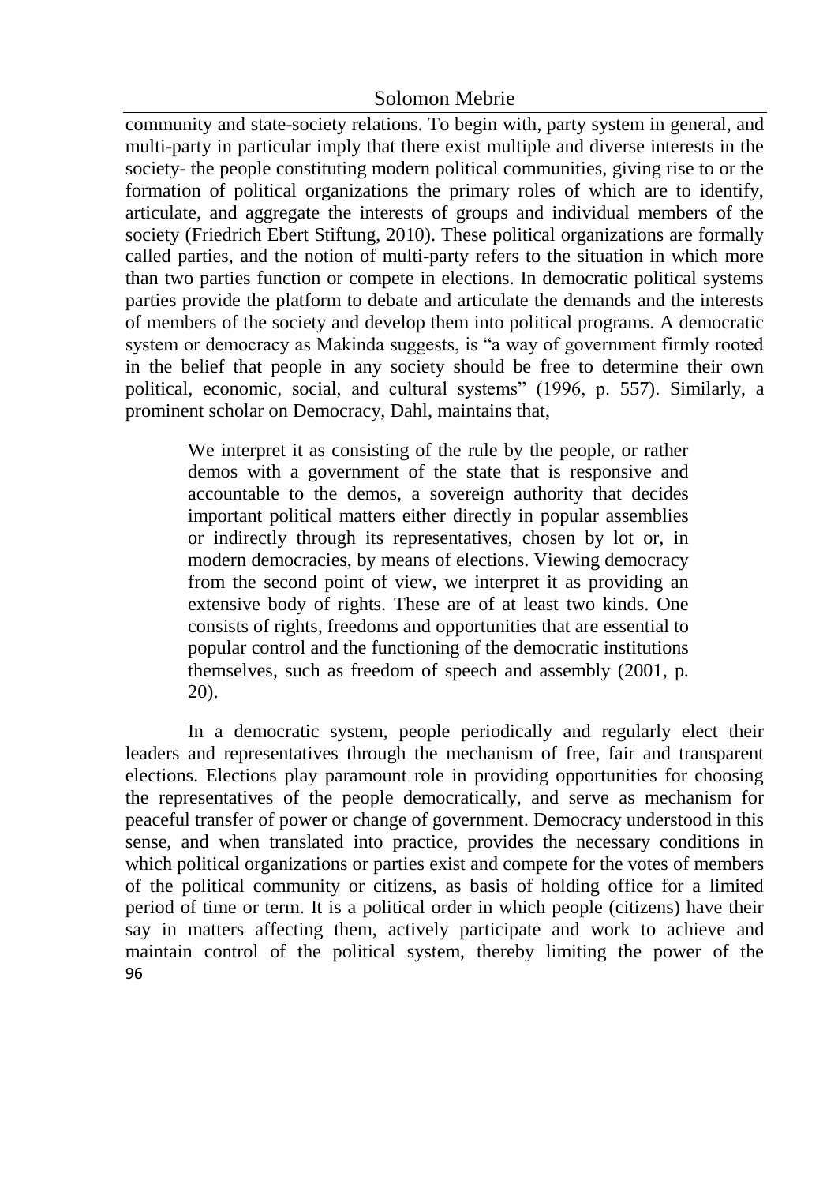community and state-society relations. To begin with, party system in general, and multi-party in particular imply that there exist multiple and diverse interests in the society- the people constituting modern political communities, giving rise to or the formation of political organizations the primary roles of which are to identify, articulate, and aggregate the interests of groups and individual members of the society (Friedrich Ebert Stiftung, 2010). These political organizations are formally called parties, and the notion of multi-party refers to the situation in which more than two parties function or compete in elections. In democratic political systems parties provide the platform to debate and articulate the demands and the interests of members of the society and develop them into political programs. A democratic system or democracy as Makinda suggests, is "a way of government firmly rooted in the belief that people in any society should be free to determine their own political, economic, social, and cultural systems" (1996, p. 557). Similarly, a prominent scholar on Democracy, Dahl, maintains that,

> We interpret it as consisting of the rule by the people, or rather demos with a government of the state that is responsive and accountable to the demos, a sovereign authority that decides important political matters either directly in popular assemblies or indirectly through its representatives, chosen by lot or, in modern democracies, by means of elections. Viewing democracy from the second point of view, we interpret it as providing an extensive body of rights. These are of at least two kinds. One consists of rights, freedoms and opportunities that are essential to popular control and the functioning of the democratic institutions themselves, such as freedom of speech and assembly (2001, p. 20).

In a democratic system, people periodically and regularly elect their leaders and representatives through the mechanism of free, fair and transparent elections. Elections play paramount role in providing opportunities for choosing the representatives of the people democratically, and serve as mechanism for peaceful transfer of power or change of government. Democracy understood in this sense, and when translated into practice, provides the necessary conditions in which political organizations or parties exist and compete for the votes of members of the political community or citizens, as basis of holding office for a limited period of time or term. It is a political order in which people (citizens) have their say in matters affecting them, actively participate and work to achieve and maintain control of the political system, thereby limiting the power of the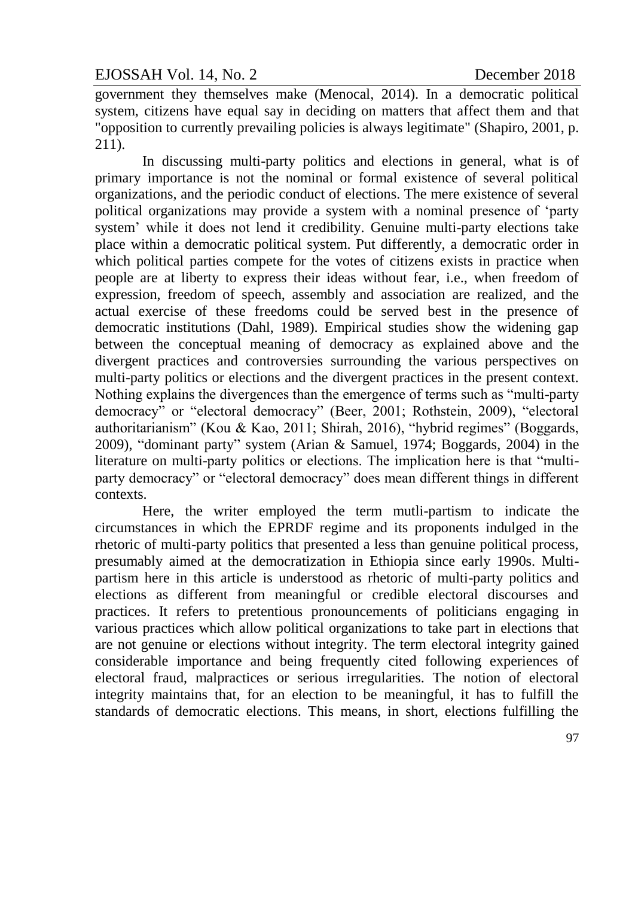government they themselves make (Menocal, 2014). In a democratic political system, citizens have equal say in deciding on matters that affect them and that "opposition to currently prevailing policies is always legitimate" (Shapiro, 2001, p. 211).

In discussing multi-party politics and elections in general, what is of primary importance is not the nominal or formal existence of several political organizations, and the periodic conduct of elections. The mere existence of several political organizations may provide a system with a nominal presence of 'party system' while it does not lend it credibility. Genuine multi-party elections take place within a democratic political system. Put differently, a democratic order in which political parties compete for the votes of citizens exists in practice when people are at liberty to express their ideas without fear, i.e., when freedom of expression, freedom of speech, assembly and association are realized, and the actual exercise of these freedoms could be served best in the presence of democratic institutions (Dahl, 1989). Empirical studies show the widening gap between the conceptual meaning of democracy as explained above and the divergent practices and controversies surrounding the various perspectives on multi-party politics or elections and the divergent practices in the present context. Nothing explains the divergences than the emergence of terms such as "multi-party democracy" or "electoral democracy" (Beer, 2001; Rothstein, 2009), "electoral authoritarianism" (Kou & Kao, 2011; Shirah, 2016), "hybrid regimes" (Boggards, 2009), "dominant party" system (Arian & Samuel, 1974; Boggards, 2004) in the literature on multi-party politics or elections. The implication here is that "multi-party democracy" or "electoral democracy" does mean different things in different contexts.

Here, the writer employed the term mutli-partism to indicate the circumstances in which the EPRDF regime and its proponents indulged in the rhetoric of multi-party politics that presented a less than genuine political process, presumably aimed at the democratization in Ethiopia since early 1990s. Multi-partism here in this article is understood as rhetoric of multi-party politics and elections as different from meaningful or credible electoral discourses and practices. It refers to pretentious pronouncements of politicians engaging in various practices which allow political organizations to take part in elections that are not genuine or elections without integrity. The term electoral integrity gained considerable importance and being frequently cited following experiences of electoral fraud, malpractices or serious irregularities. The notion of electoral integrity maintains that, for an election to be meaningful, it has to fulfill the standards of democratic elections. This means, in short, elections fulfilling the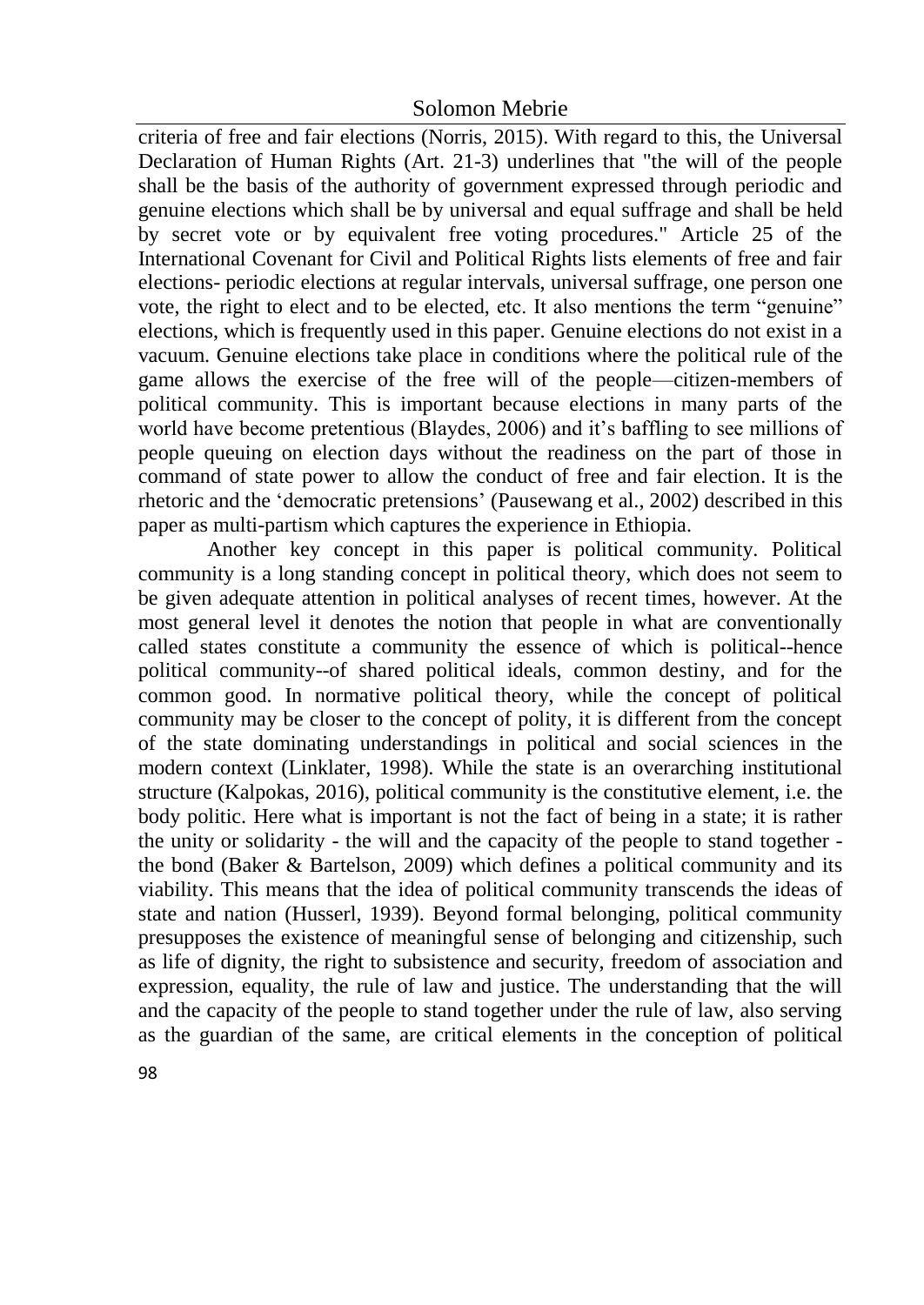criteria of free and fair elections (Norris, 2015). With regard to this, the Universal Declaration of Human Rights (Art. 21-3) underlines that "the will of the people shall be the basis of the authority of government expressed through periodic and genuine elections which shall be by universal and equal suffrage and shall be held by secret vote or by equivalent free voting procedures." Article 25 of the International Covenant for Civil and Political Rights lists elements of free and fair elections- periodic elections at regular intervals, universal suffrage, one person one vote, the right to elect and to be elected, etc. It also mentions the term "genuine" elections, which is frequently used in this paper. Genuine elections do not exist in a vacuum. Genuine elections take place in conditions where the political rule of the game allows the exercise of the free will of the people—citizen-members of political community. This is important because elections in many parts of the world have become pretentious (Blaydes, 2006) and it's baffling to see millions of people queuing on election days without the readiness on the part of those in command of state power to allow the conduct of free and fair election. It is the rhetoric and the 'democratic pretensions' (Pausewang et al., 2002) described in this paper as multi-partism which captures the experience in Ethiopia.

Another key concept in this paper is political community. Political community is a long standing concept in political theory, which does not seem to be given adequate attention in political analyses of recent times, however. At the most general level it denotes the notion that people in what are conventionally called states constitute a community the essence of which is political--hence political community--of shared political ideals, common destiny, and for the common good. In normative political theory, while the concept of political community may be closer to the concept of polity, it is different from the concept of the state dominating understandings in political and social sciences in the modern context (Linklater, 1998). While the state is an overarching institutional structure (Kalpokas, 2016), political community is the constitutive element, i.e. the body politic. Here what is important is not the fact of being in a state; it is rather the unity or solidarity - the will and the capacity of the people to stand together - the bond (Baker & Bartelson, 2009) which defines a political community and its viability. This means that the idea of political community transcends the ideas of state and nation (Husserl, 1939). Beyond formal belonging, political community presupposes the existence of meaningful sense of belonging and citizenship, such as life of dignity, the right to subsistence and security, freedom of association and expression, equality, the rule of law and justice. The understanding that the will and the capacity of the people to stand together under the rule of law, also serving as the guardian of the same, are critical elements in the conception of political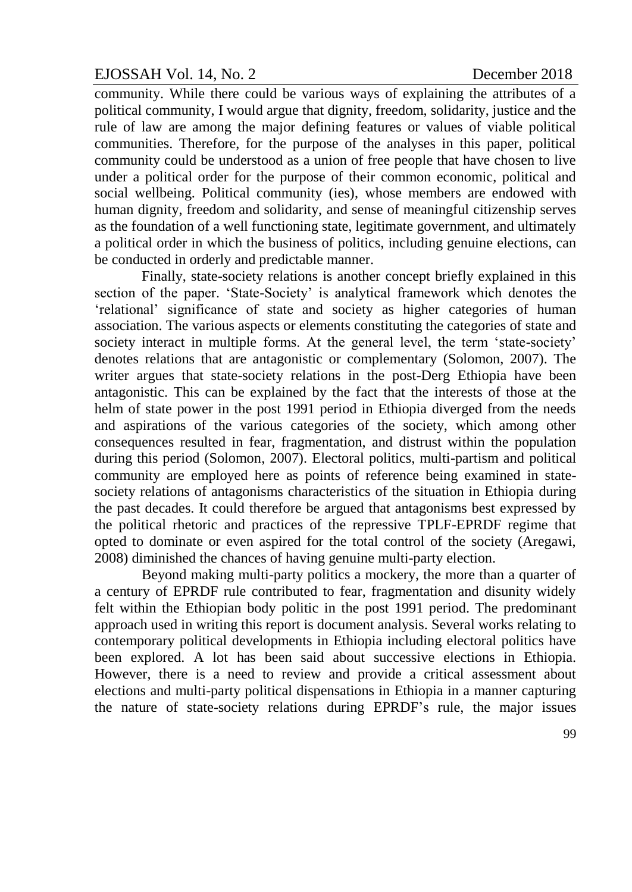community. While there could be various ways of explaining the attributes of a political community, I would argue that dignity, freedom, solidarity, justice and the rule of law are among the major defining features or values of viable political communities. Therefore, for the purpose of the analyses in this paper, political community could be understood as a union of free people that have chosen to live under a political order for the purpose of their common economic, political and social wellbeing. Political community (ies), whose members are endowed with human dignity, freedom and solidarity, and sense of meaningful citizenship serves as the foundation of a well functioning state, legitimate government, and ultimately a political order in which the business of politics, including genuine elections, can be conducted in orderly and predictable manner.

Finally, state-society relations is another concept briefly explained in this section of the paper. 'State-Society' is analytical framework which denotes the 'relational' significance of state and society as higher categories of human association. The various aspects or elements constituting the categories of state and society interact in multiple forms. At the general level, the term 'state-society' denotes relations that are antagonistic or complementary (Solomon, 2007). The writer argues that state-society relations in the post-Derg Ethiopia have been antagonistic. This can be explained by the fact that the interests of those at the helm of state power in the post 1991 period in Ethiopia diverged from the needs and aspirations of the various categories of the society, which among other consequences resulted in fear, fragmentation, and distrust within the population during this period (Solomon, 2007). Electoral politics, multi-partism and political community are employed here as points of reference being examined in state-society relations of antagonisms characteristics of the situation in Ethiopia during the past decades. It could therefore be argued that antagonisms best expressed by the political rhetoric and practices of the repressive TPLF-EPRDF regime that opted to dominate or even aspired for the total control of the society (Aregawi, 2008) diminished the chances of having genuine multi-party election.

Beyond making multi-party politics a mockery, the more than a quarter of a century of EPRDF rule contributed to fear, fragmentation and disunity widely felt within the Ethiopian body politic in the post 1991 period. The predominant approach used in writing this report is document analysis. Several works relating to contemporary political developments in Ethiopia including electoral politics have been explored. A lot has been said about successive elections in Ethiopia. However, there is a need to review and provide a critical assessment about elections and multi-party political dispensations in Ethiopia in a manner capturing the nature of state-society relations during EPRDF's rule, the major issues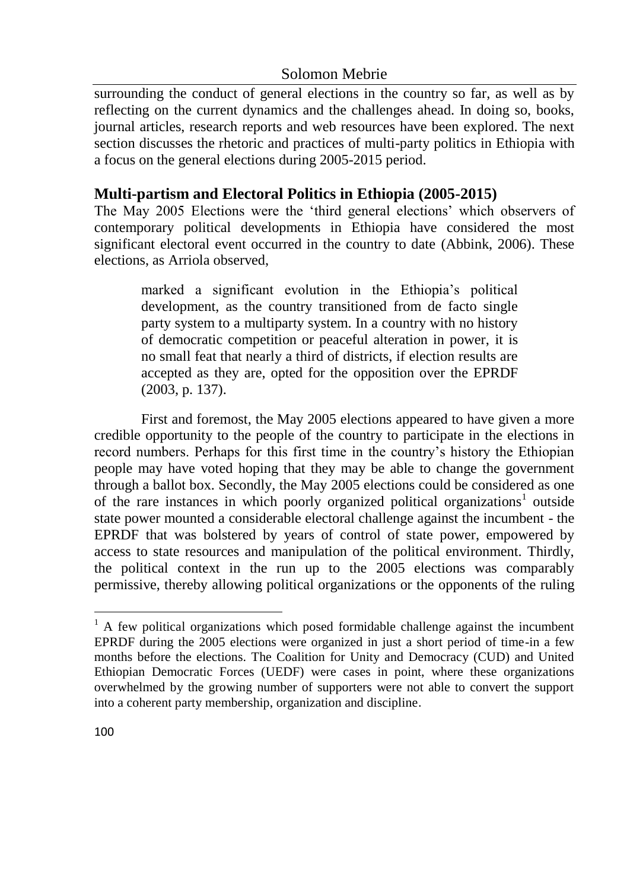surrounding the conduct of general elections in the country so far, as well as by reflecting on the current dynamics and the challenges ahead. In doing so, books, journal articles, research reports and web resources have been explored. The next section discusses the rhetoric and practices of multi-party politics in Ethiopia with a focus on the general elections during 2005-2015 period.

## Multi-partism and Electoral Politics in Ethiopia (2005-2015)

The May 2005 Elections were the 'third general elections' which observers of contemporary political developments in Ethiopia have considered the most significant electoral event occurred in the country to date (Abbink, 2006). These elections, as Arriola observed,

> marked a significant evolution in the Ethiopia's political development, as the country transitioned from de facto single party system to a multiparty system. In a country with no history of democratic competition or peaceful alteration in power, it is no small feat that nearly a third of districts, if election results are accepted as they are, opted for the opposition over the EPRDF (2003, p. 137).

First and foremost, the May 2005 elections appeared to have given a more credible opportunity to the people of the country to participate in the elections in record numbers. Perhaps for this first time in the country's history the Ethiopian people may have voted hoping that they may be able to change the government through a ballot box. Secondly, the May 2005 elections could be considered as one of the rare instances in which poorly organized political organizations[1] outside state power mounted a considerable electoral challenge against the incumbent - the EPRDF that was bolstered by years of control of state power, empowered by access to state resources and manipulation of the political environment. Thirdly, the political context in the run up to the 2005 elections was comparably permissive, thereby allowing political organizations or the opponents of the ruling

---

[1] A few political organizations which posed formidable challenge against the incumbent EPRDF during the 2005 elections were organized in just a short period of time-in a few months before the elections. The Coalition for Unity and Democracy (CUD) and United Ethiopian Democratic Forces (UEDF) were cases in point, where these organizations overwhelmed by the growing number of supporters were not able to convert the support into a coherent party membership, organization and discipline.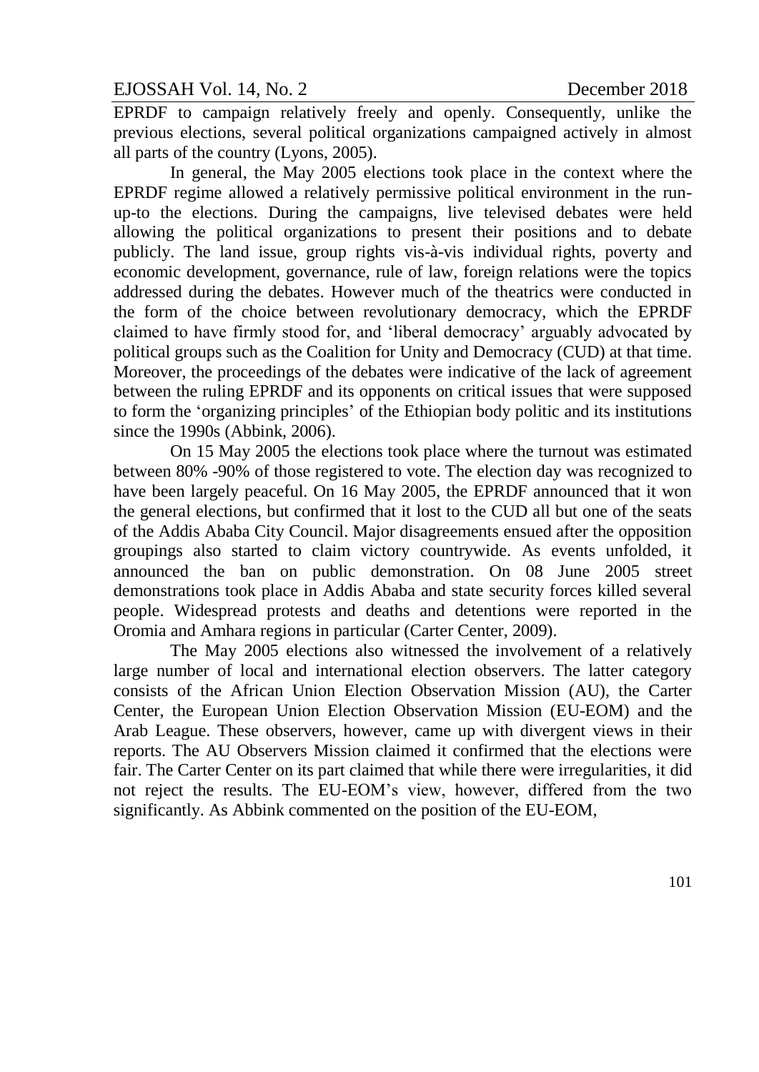EPRDF to campaign relatively freely and openly. Consequently, unlike the previous elections, several political organizations campaigned actively in almost all parts of the country (Lyons, 2005).

In general, the May 2005 elections took place in the context where the EPRDF regime allowed a relatively permissive political environment in the run-up-to the elections. During the campaigns, live televised debates were held allowing the political organizations to present their positions and to debate publicly. The land issue, group rights vis-à-vis individual rights, poverty and economic development, governance, rule of law, foreign relations were the topics addressed during the debates. However much of the theatrics were conducted in the form of the choice between revolutionary democracy, which the EPRDF claimed to have firmly stood for, and 'liberal democracy' arguably advocated by political groups such as the Coalition for Unity and Democracy (CUD) at that time. Moreover, the proceedings of the debates were indicative of the lack of agreement between the ruling EPRDF and its opponents on critical issues that were supposed to form the 'organizing principles' of the Ethiopian body politic and its institutions since the 1990s (Abbink, 2006).

On 15 May 2005 the elections took place where the turnout was estimated between 80% -90% of those registered to vote. The election day was recognized to have been largely peaceful. On 16 May 2005, the EPRDF announced that it won the general elections, but confirmed that it lost to the CUD all but one of the seats of the Addis Ababa City Council. Major disagreements ensued after the opposition groupings also started to claim victory countrywide. As events unfolded, it announced the ban on public demonstration. On 08 June 2005 street demonstrations took place in Addis Ababa and state security forces killed several people. Widespread protests and deaths and detentions were reported in the Oromia and Amhara regions in particular (Carter Center, 2009).

The May 2005 elections also witnessed the involvement of a relatively large number of local and international election observers. The latter category consists of the African Union Election Observation Mission (AU), the Carter Center, the European Union Election Observation Mission (EU-EOM) and the Arab League. These observers, however, came up with divergent views in their reports. The AU Observers Mission claimed it confirmed that the elections were fair. The Carter Center on its part claimed that while there were irregularities, it did not reject the results. The EU-EOM's view, however, differed from the two significantly. As Abbink commented on the position of the EU-EOM,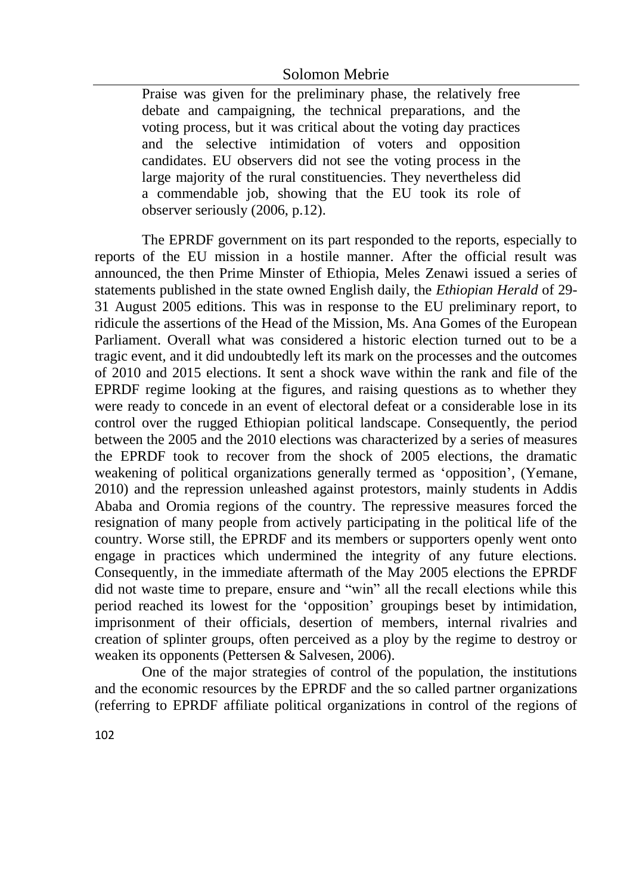> Praise was given for the preliminary phase, the relatively free debate and campaigning, the technical preparations, and the voting process, but it was critical about the voting day practices and the selective intimidation of voters and opposition candidates. EU observers did not see the voting process in the large majority of the rural constituencies. They nevertheless did a commendable job, showing that the EU took its role of observer seriously (2006, p.12).

The EPRDF government on its part responded to the reports, especially to reports of the EU mission in a hostile manner. After the official result was announced, the then Prime Minster of Ethiopia, Meles Zenawi issued a series of statements published in the state owned English daily, the *Ethiopian Herald* of 29-31 August 2005 editions. This was in response to the EU preliminary report, to ridicule the assertions of the Head of the Mission, Ms. Ana Gomes of the European Parliament. Overall what was considered a historic election turned out to be a tragic event, and it did undoubtedly left its mark on the processes and the outcomes of 2010 and 2015 elections. It sent a shock wave within the rank and file of the EPRDF regime looking at the figures, and raising questions as to whether they were ready to concede in an event of electoral defeat or a considerable lose in its control over the rugged Ethiopian political landscape. Consequently, the period between the 2005 and the 2010 elections was characterized by a series of measures the EPRDF took to recover from the shock of 2005 elections, the dramatic weakening of political organizations generally termed as 'opposition', (Yemane, 2010) and the repression unleashed against protestors, mainly students in Addis Ababa and Oromia regions of the country. The repressive measures forced the resignation of many people from actively participating in the political life of the country. Worse still, the EPRDF and its members or supporters openly went onto engage in practices which undermined the integrity of any future elections. Consequently, in the immediate aftermath of the May 2005 elections the EPRDF did not waste time to prepare, ensure and "win" all the recall elections while this period reached its lowest for the 'opposition' groupings beset by intimidation, imprisonment of their officials, desertion of members, internal rivalries and creation of splinter groups, often perceived as a ploy by the regime to destroy or weaken its opponents (Pettersen & Salvesen, 2006).

One of the major strategies of control of the population, the institutions and the economic resources by the EPRDF and the so called partner organizations (referring to EPRDF affiliate political organizations in control of the regions of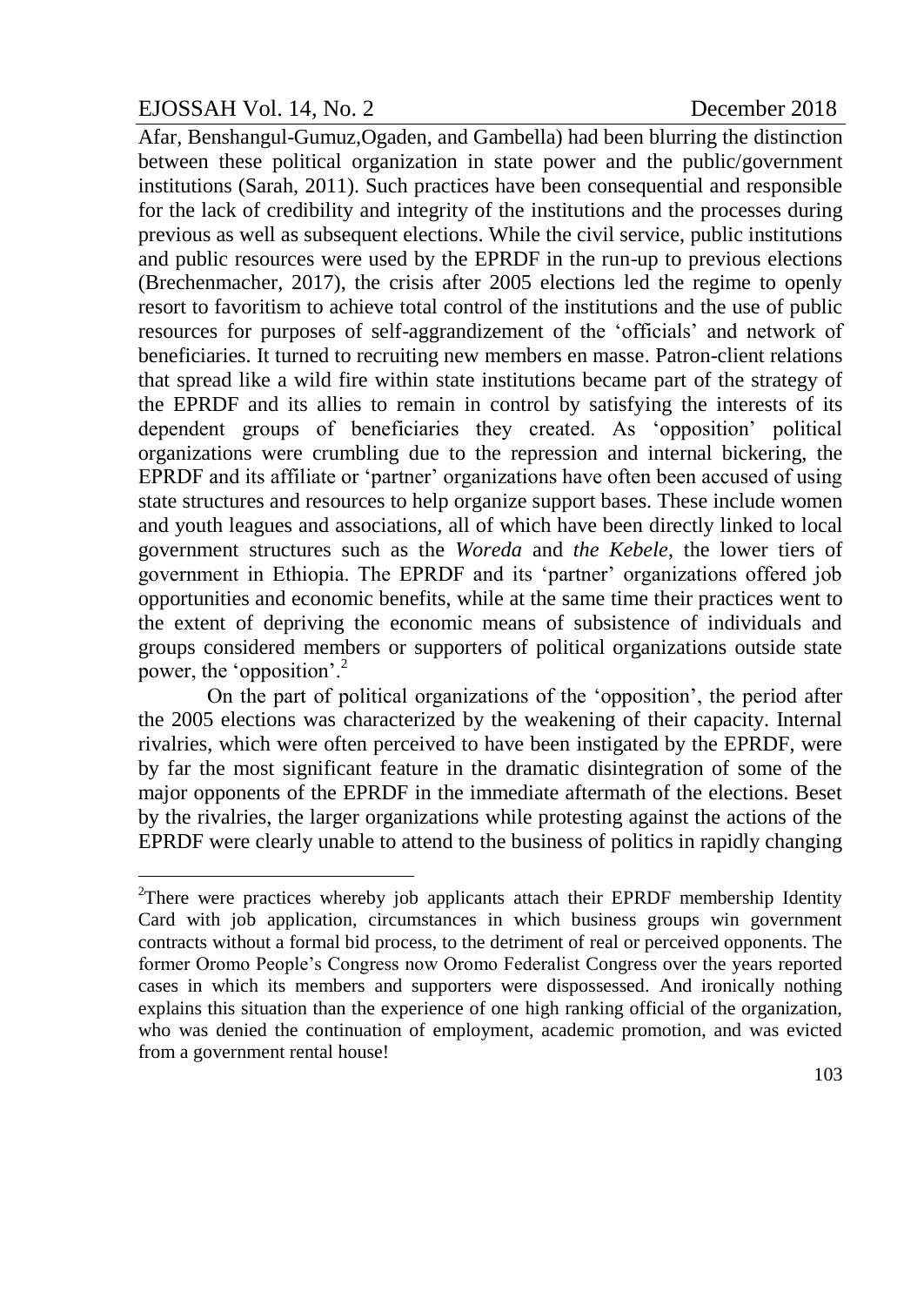Afar, Benshangul-Gumuz,Ogaden, and Gambella) had been blurring the distinction between these political organization in state power and the public/government institutions (Sarah, 2011). Such practices have been consequential and responsible for the lack of credibility and integrity of the institutions and the processes during previous as well as subsequent elections. While the civil service, public institutions and public resources were used by the EPRDF in the run-up to previous elections (Brechenmacher, 2017), the crisis after 2005 elections led the regime to openly resort to favoritism to achieve total control of the institutions and the use of public resources for purposes of self-aggrandizement of the 'officials' and network of beneficiaries. It turned to recruiting new members en masse. Patron-client relations that spread like a wild fire within state institutions became part of the strategy of the EPRDF and its allies to remain in control by satisfying the interests of its dependent groups of beneficiaries they created. As 'opposition' political organizations were crumbling due to the repression and internal bickering, the EPRDF and its affiliate or 'partner' organizations have often been accused of using state structures and resources to help organize support bases. These include women and youth leagues and associations, all of which have been directly linked to local government structures such as the *Woreda* and *the Kebele*, the lower tiers of government in Ethiopia. The EPRDF and its 'partner' organizations offered job opportunities and economic benefits, while at the same time their practices went to the extent of depriving the economic means of subsistence of individuals and groups considered members or supporters of political organizations outside state power, the 'opposition'.[2]

On the part of political organizations of the 'opposition', the period after the 2005 elections was characterized by the weakening of their capacity. Internal rivalries, which were often perceived to have been instigated by the EPRDF, were by far the most significant feature in the dramatic disintegration of some of the major opponents of the EPRDF in the immediate aftermath of the elections. Beset by the rivalries, the larger organizations while protesting against the actions of the EPRDF were clearly unable to attend to the business of politics in rapidly changing

---

[2]There were practices whereby job applicants attach their EPRDF membership Identity Card with job application, circumstances in which business groups win government contracts without a formal bid process, to the detriment of real or perceived opponents. The former Oromo People's Congress now Oromo Federalist Congress over the years reported cases in which its members and supporters were dispossessed. And ironically nothing explains this situation than the experience of one high ranking official of the organization, who was denied the continuation of employment, academic promotion, and was evicted from a government rental house!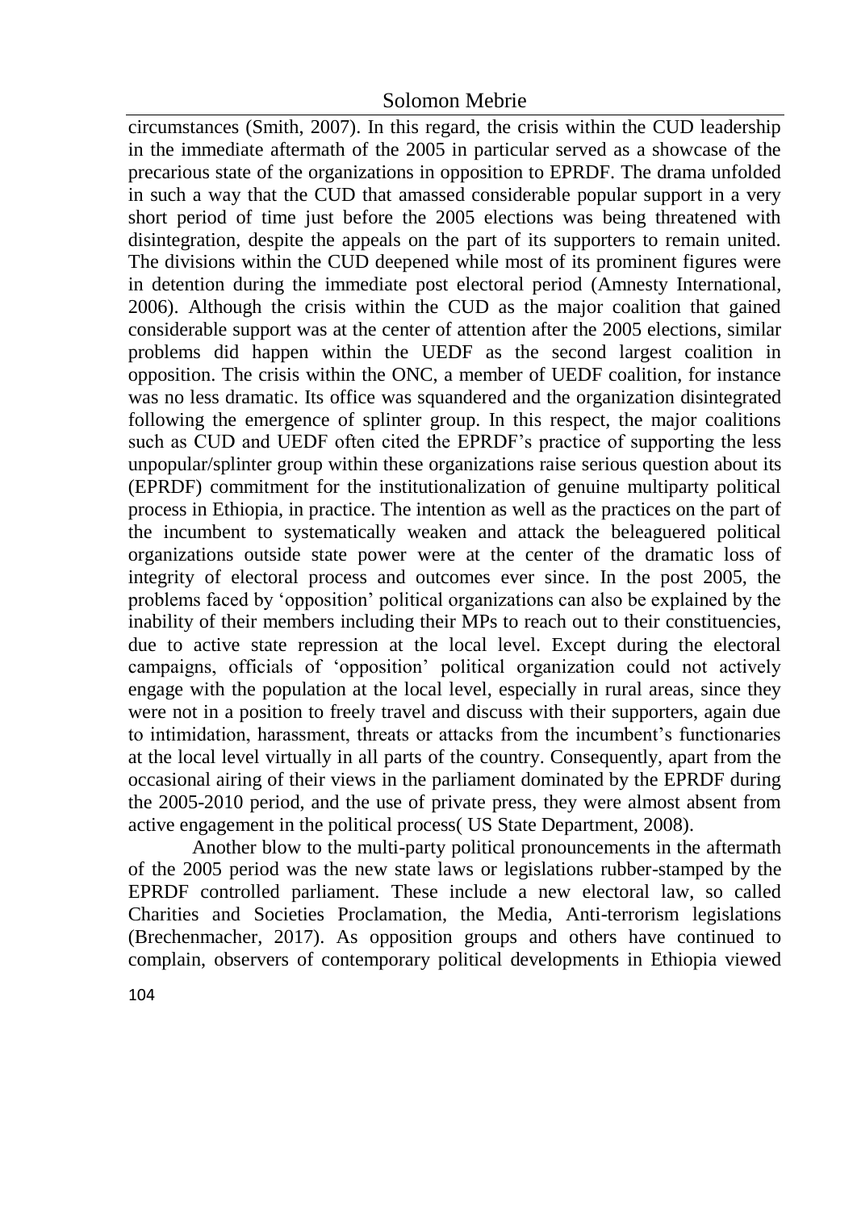circumstances (Smith, 2007). In this regard, the crisis within the CUD leadership in the immediate aftermath of the 2005 in particular served as a showcase of the precarious state of the organizations in opposition to EPRDF. The drama unfolded in such a way that the CUD that amassed considerable popular support in a very short period of time just before the 2005 elections was being threatened with disintegration, despite the appeals on the part of its supporters to remain united. The divisions within the CUD deepened while most of its prominent figures were in detention during the immediate post electoral period (Amnesty International, 2006). Although the crisis within the CUD as the major coalition that gained considerable support was at the center of attention after the 2005 elections, similar problems did happen within the UEDF as the second largest coalition in opposition. The crisis within the ONC, a member of UEDF coalition, for instance was no less dramatic. Its office was squandered and the organization disintegrated following the emergence of splinter group. In this respect, the major coalitions such as CUD and UEDF often cited the EPRDF's practice of supporting the less unpopular/splinter group within these organizations raise serious question about its (EPRDF) commitment for the institutionalization of genuine multiparty political process in Ethiopia, in practice. The intention as well as the practices on the part of the incumbent to systematically weaken and attack the beleaguered political organizations outside state power were at the center of the dramatic loss of integrity of electoral process and outcomes ever since. In the post 2005, the problems faced by 'opposition' political organizations can also be explained by the inability of their members including their MPs to reach out to their constituencies, due to active state repression at the local level. Except during the electoral campaigns, officials of 'opposition' political organization could not actively engage with the population at the local level, especially in rural areas, since they were not in a position to freely travel and discuss with their supporters, again due to intimidation, harassment, threats or attacks from the incumbent's functionaries at the local level virtually in all parts of the country. Consequently, apart from the occasional airing of their views in the parliament dominated by the EPRDF during the 2005-2010 period, and the use of private press, they were almost absent from active engagement in the political process( US State Department, 2008).

Another blow to the multi-party political pronouncements in the aftermath of the 2005 period was the new state laws or legislations rubber-stamped by the EPRDF controlled parliament. These include a new electoral law, so called Charities and Societies Proclamation, the Media, Anti-terrorism legislations (Brechenmacher, 2017). As opposition groups and others have continued to complain, observers of contemporary political developments in Ethiopia viewed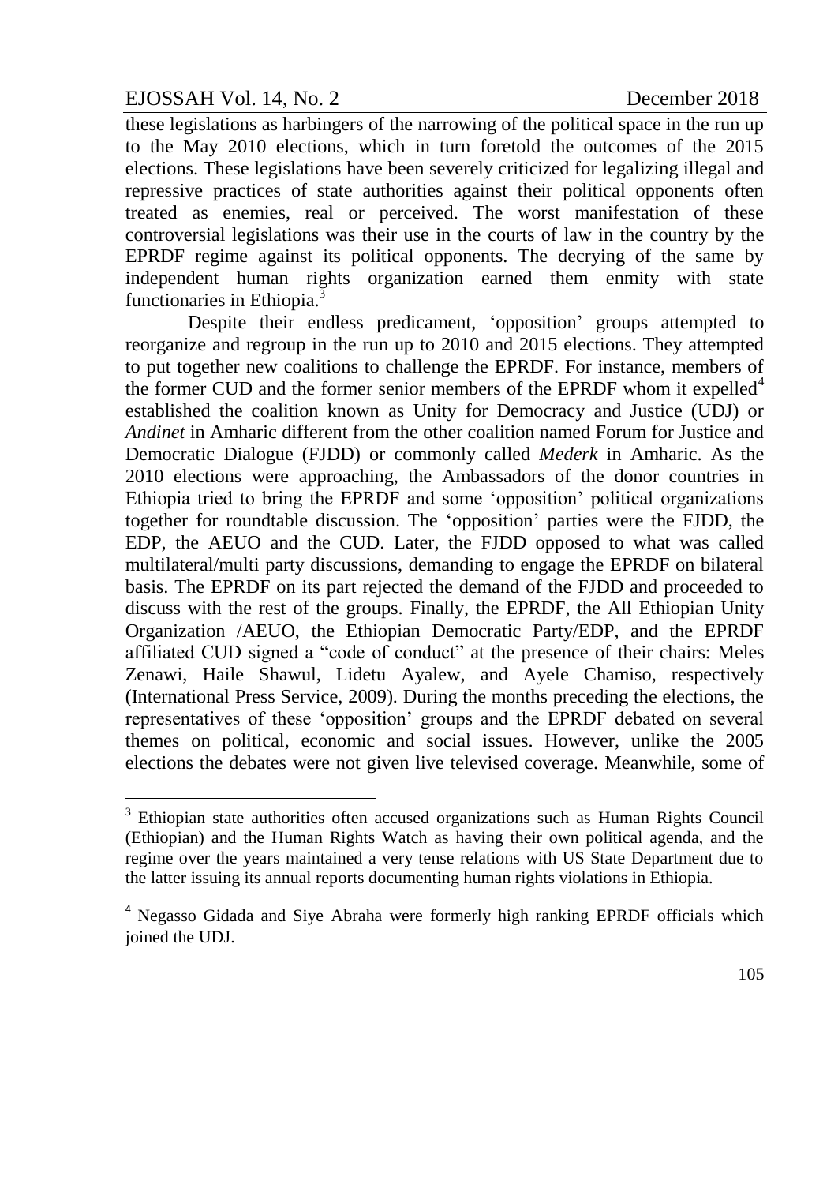these legislations as harbingers of the narrowing of the political space in the run up to the May 2010 elections, which in turn foretold the outcomes of the 2015 elections. These legislations have been severely criticized for legalizing illegal and repressive practices of state authorities against their political opponents often treated as enemies, real or perceived. The worst manifestation of these controversial legislations was their use in the courts of law in the country by the EPRDF regime against its political opponents. The decrying of the same by independent human rights organization earned them enmity with state functionaries in Ethiopia.[3]

Despite their endless predicament, 'opposition' groups attempted to reorganize and regroup in the run up to 2010 and 2015 elections. They attempted to put together new coalitions to challenge the EPRDF. For instance, members of the former CUD and the former senior members of the EPRDF whom it expelled[4] established the coalition known as Unity for Democracy and Justice (UDJ) or *Andinet* in Amharic different from the other coalition named Forum for Justice and Democratic Dialogue (FJDD) or commonly called *Mederk* in Amharic. As the 2010 elections were approaching, the Ambassadors of the donor countries in Ethiopia tried to bring the EPRDF and some 'opposition' political organizations together for roundtable discussion. The 'opposition' parties were the FJDD, the EDP, the AEUO and the CUD. Later, the FJDD opposed to what was called multilateral/multi party discussions, demanding to engage the EPRDF on bilateral basis. The EPRDF on its part rejected the demand of the FJDD and proceeded to discuss with the rest of the groups. Finally, the EPRDF, the All Ethiopian Unity Organization /AEUO, the Ethiopian Democratic Party/EDP, and the EPRDF affiliated CUD signed a "code of conduct" at the presence of their chairs: Meles Zenawi, Haile Shawul, Lidetu Ayalew, and Ayele Chamiso, respectively (International Press Service, 2009). During the months preceding the elections, the representatives of these 'opposition' groups and the EPRDF debated on several themes on political, economic and social issues. However, unlike the 2005 elections the debates were not given live televised coverage. Meanwhile, some of

---

[3] Ethiopian state authorities often accused organizations such as Human Rights Council (Ethiopian) and the Human Rights Watch as having their own political agenda, and the regime over the years maintained a very tense relations with US State Department due to the latter issuing its annual reports documenting human rights violations in Ethiopia.

[4] Negasso Gidada and Siye Abraha were formerly high ranking EPRDF officials which joined the UDJ.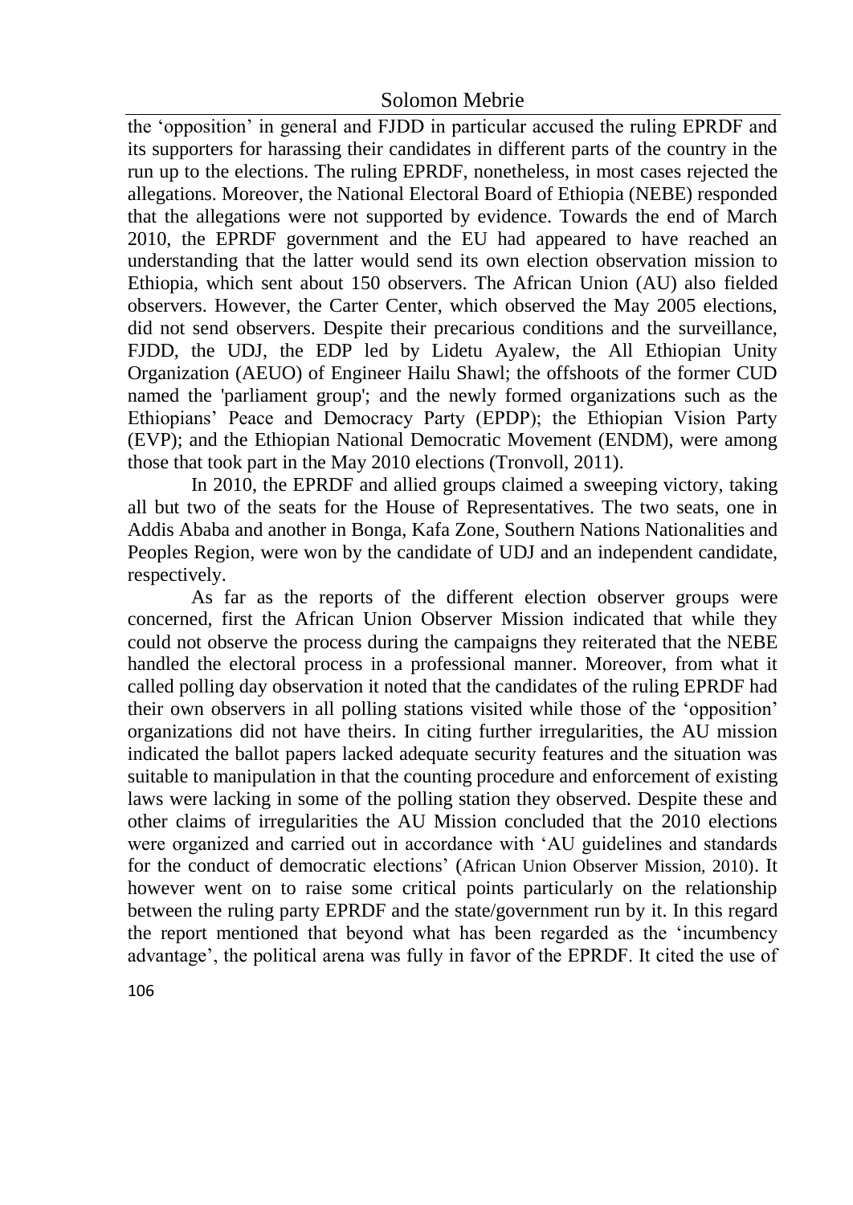the 'opposition' in general and FJDD in particular accused the ruling EPRDF and its supporters for harassing their candidates in different parts of the country in the run up to the elections. The ruling EPRDF, nonetheless, in most cases rejected the allegations. Moreover, the National Electoral Board of Ethiopia (NEBE) responded that the allegations were not supported by evidence. Towards the end of March 2010, the EPRDF government and the EU had appeared to have reached an understanding that the latter would send its own election observation mission to Ethiopia, which sent about 150 observers. The African Union (AU) also fielded observers. However, the Carter Center, which observed the May 2005 elections, did not send observers. Despite their precarious conditions and the surveillance, FJDD, the UDJ, the EDP led by Lidetu Ayalew, the All Ethiopian Unity Organization (AEUO) of Engineer Hailu Shawl; the offshoots of the former CUD named the 'parliament group'; and the newly formed organizations such as the Ethiopians' Peace and Democracy Party (EPDP); the Ethiopian Vision Party (EVP); and the Ethiopian National Democratic Movement (ENDM), were among those that took part in the May 2010 elections (Tronvoll, 2011).

In 2010, the EPRDF and allied groups claimed a sweeping victory, taking all but two of the seats for the House of Representatives. The two seats, one in Addis Ababa and another in Bonga, Kafa Zone, Southern Nations Nationalities and Peoples Region, were won by the candidate of UDJ and an independent candidate, respectively.

As far as the reports of the different election observer groups were concerned, first the African Union Observer Mission indicated that while they could not observe the process during the campaigns they reiterated that the NEBE handled the electoral process in a professional manner. Moreover, from what it called polling day observation it noted that the candidates of the ruling EPRDF had their own observers in all polling stations visited while those of the 'opposition' organizations did not have theirs. In citing further irregularities, the AU mission indicated the ballot papers lacked adequate security features and the situation was suitable to manipulation in that the counting procedure and enforcement of existing laws were lacking in some of the polling station they observed. Despite these and other claims of irregularities the AU Mission concluded that the 2010 elections were organized and carried out in accordance with 'AU guidelines and standards for the conduct of democratic elections' (African Union Observer Mission, 2010). It however went on to raise some critical points particularly on the relationship between the ruling party EPRDF and the state/government run by it. In this regard the report mentioned that beyond what has been regarded as the 'incumbency advantage', the political arena was fully in favor of the EPRDF. It cited the use of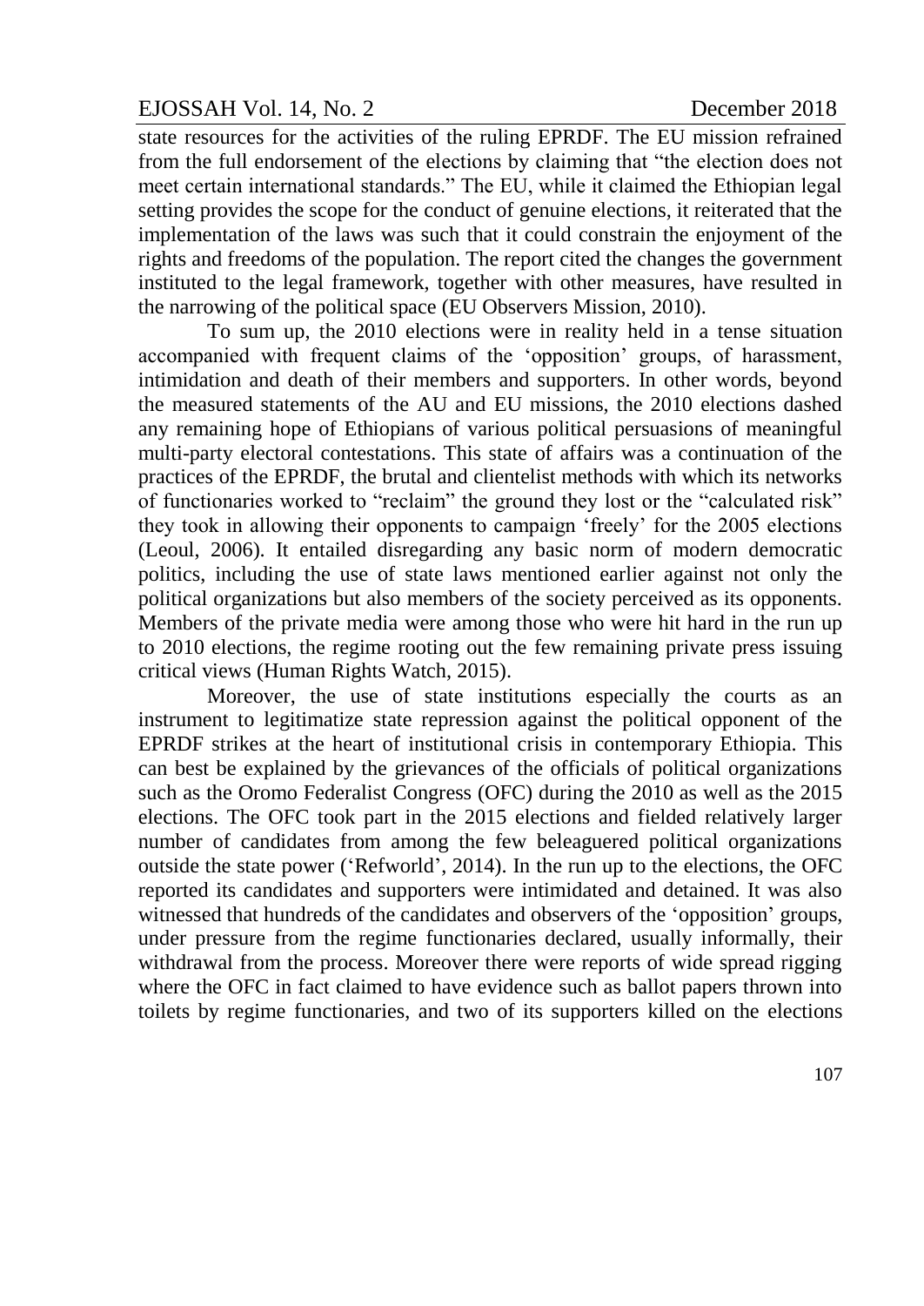state resources for the activities of the ruling EPRDF. The EU mission refrained from the full endorsement of the elections by claiming that "the election does not meet certain international standards." The EU, while it claimed the Ethiopian legal setting provides the scope for the conduct of genuine elections, it reiterated that the implementation of the laws was such that it could constrain the enjoyment of the rights and freedoms of the population. The report cited the changes the government instituted to the legal framework, together with other measures, have resulted in the narrowing of the political space (EU Observers Mission, 2010).

To sum up, the 2010 elections were in reality held in a tense situation accompanied with frequent claims of the 'opposition' groups, of harassment, intimidation and death of their members and supporters. In other words, beyond the measured statements of the AU and EU missions, the 2010 elections dashed any remaining hope of Ethiopians of various political persuasions of meaningful multi-party electoral contestations. This state of affairs was a continuation of the practices of the EPRDF, the brutal and clientelist methods with which its networks of functionaries worked to "reclaim" the ground they lost or the "calculated risk" they took in allowing their opponents to campaign 'freely' for the 2005 elections (Leoul, 2006). It entailed disregarding any basic norm of modern democratic politics, including the use of state laws mentioned earlier against not only the political organizations but also members of the society perceived as its opponents. Members of the private media were among those who were hit hard in the run up to 2010 elections, the regime rooting out the few remaining private press issuing critical views (Human Rights Watch, 2015).

Moreover, the use of state institutions especially the courts as an instrument to legitimatize state repression against the political opponent of the EPRDF strikes at the heart of institutional crisis in contemporary Ethiopia. This can best be explained by the grievances of the officials of political organizations such as the Oromo Federalist Congress (OFC) during the 2010 as well as the 2015 elections. The OFC took part in the 2015 elections and fielded relatively larger number of candidates from among the few beleaguered political organizations outside the state power ('Refworld', 2014). In the run up to the elections, the OFC reported its candidates and supporters were intimidated and detained. It was also witnessed that hundreds of the candidates and observers of the 'opposition' groups, under pressure from the regime functionaries declared, usually informally, their withdrawal from the process. Moreover there were reports of wide spread rigging where the OFC in fact claimed to have evidence such as ballot papers thrown into toilets by regime functionaries, and two of its supporters killed on the elections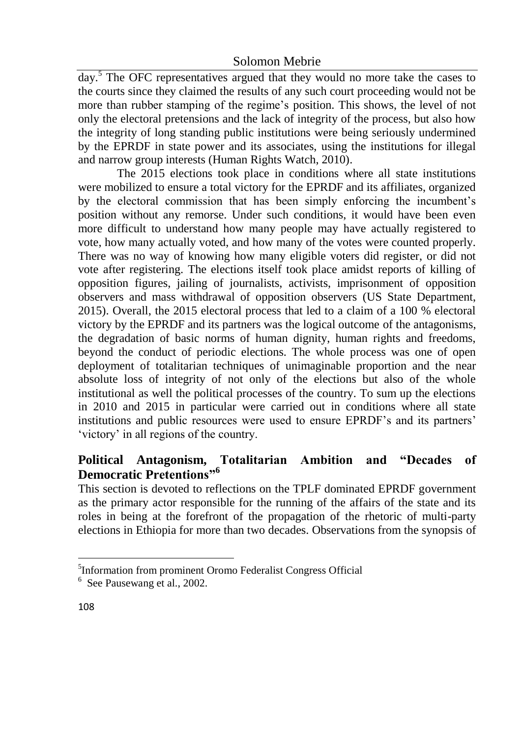day.[5] The OFC representatives argued that they would no more take the cases to the courts since they claimed the results of any such court proceeding would not be more than rubber stamping of the regime's position. This shows, the level of not only the electoral pretensions and the lack of integrity of the process, but also how the integrity of long standing public institutions were being seriously undermined by the EPRDF in state power and its associates, using the institutions for illegal and narrow group interests (Human Rights Watch, 2010).

The 2015 elections took place in conditions where all state institutions were mobilized to ensure a total victory for the EPRDF and its affiliates, organized by the electoral commission that has been simply enforcing the incumbent's position without any remorse. Under such conditions, it would have been even more difficult to understand how many people may have actually registered to vote, how many actually voted, and how many of the votes were counted properly. There was no way of knowing how many eligible voters did register, or did not vote after registering. The elections itself took place amidst reports of killing of opposition figures, jailing of journalists, activists, imprisonment of opposition observers and mass withdrawal of opposition observers (US State Department, 2015). Overall, the 2015 electoral process that led to a claim of a 100 % electoral victory by the EPRDF and its partners was the logical outcome of the antagonisms, the degradation of basic norms of human dignity, human rights and freedoms, beyond the conduct of periodic elections. The whole process was one of open deployment of totalitarian techniques of unimaginable proportion and the near absolute loss of integrity of not only of the elections but also of the whole institutional as well the political processes of the country. To sum up the elections in 2010 and 2015 in particular were carried out in conditions where all state institutions and public resources were used to ensure EPRDF's and its partners' 'victory' in all regions of the country.

## Political Antagonism, Totalitarian Ambition and "Decades of Democratic Pretentions"[6]

This section is devoted to reflections on the TPLF dominated EPRDF government as the primary actor responsible for the running of the affairs of the state and its roles in being at the forefront of the propagation of the rhetoric of multi-party elections in Ethiopia for more than two decades. Observations from the synopsis of

---

[5]Information from prominent Oromo Federalist Congress Official

[6] See Pausewang et al., 2002.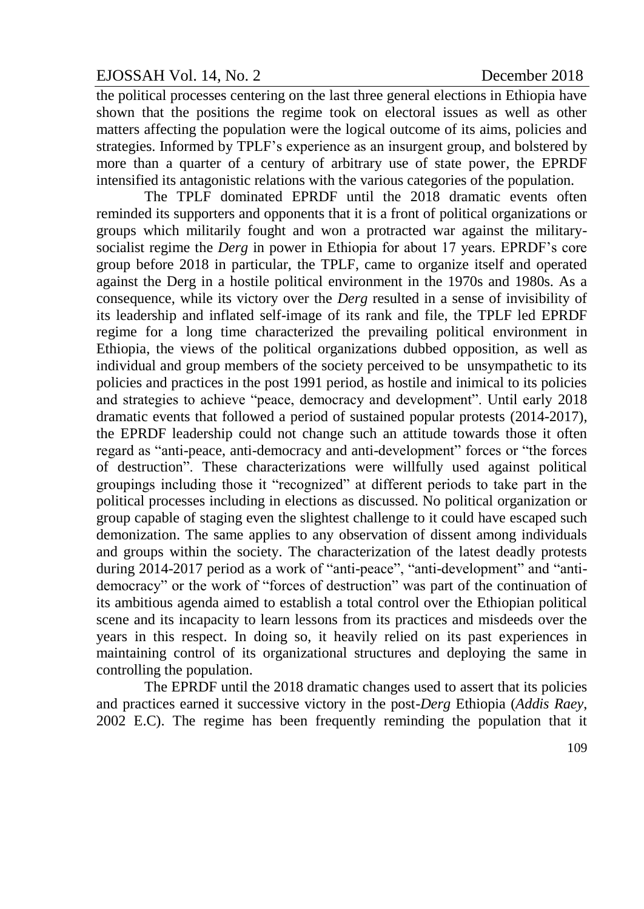the political processes centering on the last three general elections in Ethiopia have shown that the positions the regime took on electoral issues as well as other matters affecting the population were the logical outcome of its aims, policies and strategies. Informed by TPLF's experience as an insurgent group, and bolstered by more than a quarter of a century of arbitrary use of state power, the EPRDF intensified its antagonistic relations with the various categories of the population.

The TPLF dominated EPRDF until the 2018 dramatic events often reminded its supporters and opponents that it is a front of political organizations or groups which militarily fought and won a protracted war against the military-socialist regime the *Derg* in power in Ethiopia for about 17 years. EPRDF's core group before 2018 in particular, the TPLF, came to organize itself and operated against the Derg in a hostile political environment in the 1970s and 1980s. As a consequence, while its victory over the *Derg* resulted in a sense of invisibility of its leadership and inflated self-image of its rank and file, the TPLF led EPRDF regime for a long time characterized the prevailing political environment in Ethiopia, the views of the political organizations dubbed opposition, as well as individual and group members of the society perceived to be unsympathetic to its policies and practices in the post 1991 period, as hostile and inimical to its policies and strategies to achieve "peace, democracy and development". Until early 2018 dramatic events that followed a period of sustained popular protests (2014-2017), the EPRDF leadership could not change such an attitude towards those it often regard as "anti-peace, anti-democracy and anti-development" forces or "the forces of destruction". These characterizations were willfully used against political groupings including those it "recognized" at different periods to take part in the political processes including in elections as discussed. No political organization or group capable of staging even the slightest challenge to it could have escaped such demonization. The same applies to any observation of dissent among individuals and groups within the society. The characterization of the latest deadly protests during 2014-2017 period as a work of "anti-peace", "anti-development" and "anti-democracy" or the work of "forces of destruction" was part of the continuation of its ambitious agenda aimed to establish a total control over the Ethiopian political scene and its incapacity to learn lessons from its practices and misdeeds over the years in this respect. In doing so, it heavily relied on its past experiences in maintaining control of its organizational structures and deploying the same in controlling the population.

The EPRDF until the 2018 dramatic changes used to assert that its policies and practices earned it successive victory in the post-*Derg* Ethiopia (*Addis Raey*, 2002 E.C). The regime has been frequently reminding the population that it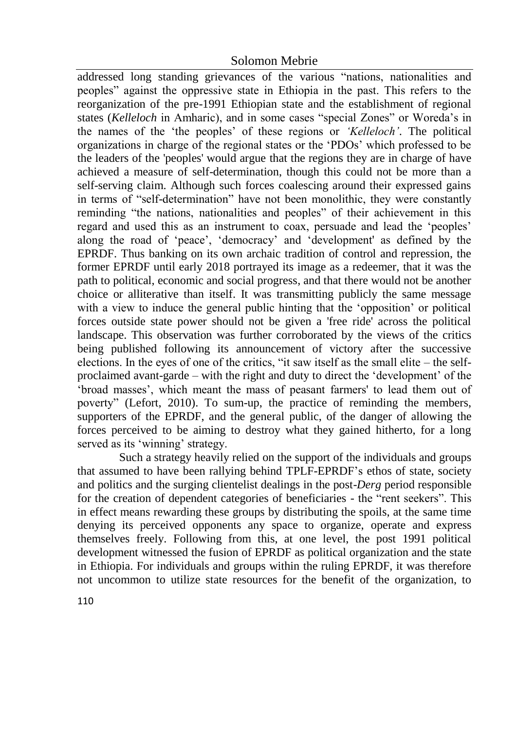addressed long standing grievances of the various "nations, nationalities and peoples" against the oppressive state in Ethiopia in the past. This refers to the reorganization of the pre-1991 Ethiopian state and the establishment of regional states (*Kelleloch* in Amharic), and in some cases "special Zones" or Woreda's in the names of the 'the peoples' of these regions or *'Kelleloch'*. The political organizations in charge of the regional states or the 'PDOs' which professed to be the leaders of the 'peoples' would argue that the regions they are in charge of have achieved a measure of self-determination, though this could not be more than a self-serving claim. Although such forces coalescing around their expressed gains in terms of "self-determination" have not been monolithic, they were constantly reminding "the nations, nationalities and peoples" of their achievement in this regard and used this as an instrument to coax, persuade and lead the 'peoples' along the road of 'peace', 'democracy' and 'development' as defined by the EPRDF. Thus banking on its own archaic tradition of control and repression, the former EPRDF until early 2018 portrayed its image as a redeemer, that it was the path to political, economic and social progress, and that there would not be another choice or alliterative than itself. It was transmitting publicly the same message with a view to induce the general public hinting that the 'opposition' or political forces outside state power should not be given a 'free ride' across the political landscape. This observation was further corroborated by the views of the critics being published following its announcement of victory after the successive elections. In the eyes of one of the critics, "it saw itself as the small elite – the self-proclaimed avant-garde – with the right and duty to direct the 'development' of the 'broad masses', which meant the mass of peasant farmers' to lead them out of poverty" (Lefort, 2010). To sum-up, the practice of reminding the members, supporters of the EPRDF, and the general public, of the danger of allowing the forces perceived to be aiming to destroy what they gained hitherto, for a long served as its 'winning' strategy.

Such a strategy heavily relied on the support of the individuals and groups that assumed to have been rallying behind TPLF-EPRDF's ethos of state, society and politics and the surging clientelist dealings in the post-*Derg* period responsible for the creation of dependent categories of beneficiaries - the "rent seekers". This in effect means rewarding these groups by distributing the spoils, at the same time denying its perceived opponents any space to organize, operate and express themselves freely. Following from this, at one level, the post 1991 political development witnessed the fusion of EPRDF as political organization and the state in Ethiopia. For individuals and groups within the ruling EPRDF, it was therefore not uncommon to utilize state resources for the benefit of the organization, to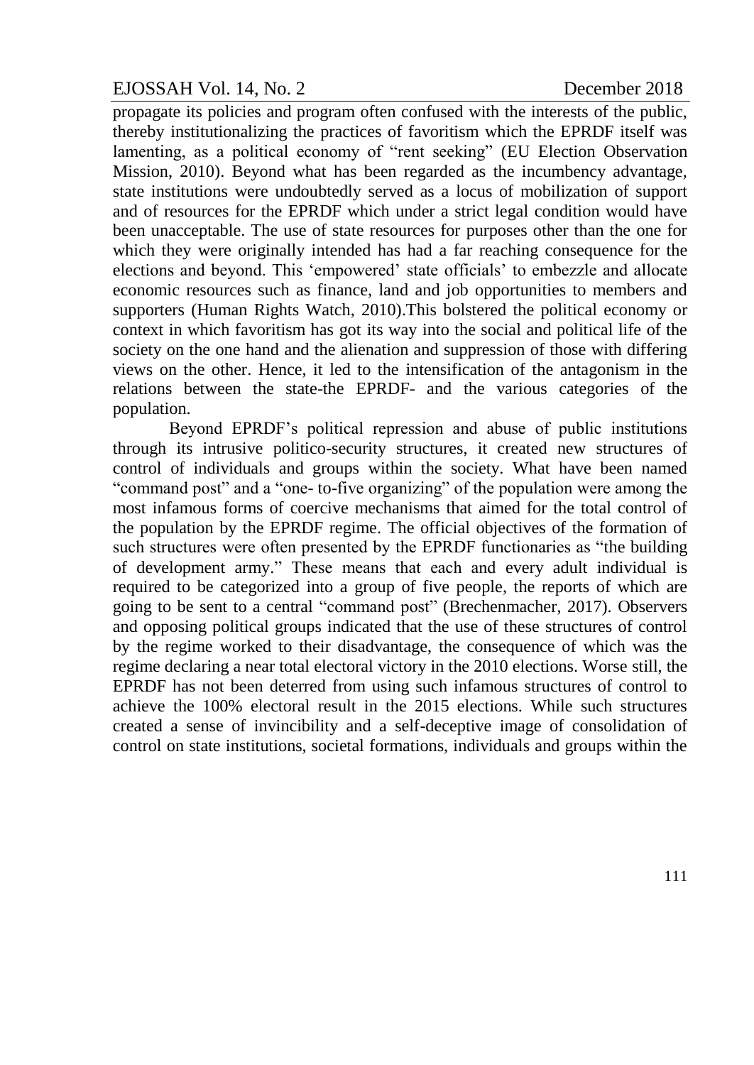propagate its policies and program often confused with the interests of the public, thereby institutionalizing the practices of favoritism which the EPRDF itself was lamenting, as a political economy of "rent seeking" (EU Election Observation Mission, 2010). Beyond what has been regarded as the incumbency advantage, state institutions were undoubtedly served as a locus of mobilization of support and of resources for the EPRDF which under a strict legal condition would have been unacceptable. The use of state resources for purposes other than the one for which they were originally intended has had a far reaching consequence for the elections and beyond. This 'empowered' state officials' to embezzle and allocate economic resources such as finance, land and job opportunities to members and supporters (Human Rights Watch, 2010).This bolstered the political economy or context in which favoritism has got its way into the social and political life of the society on the one hand and the alienation and suppression of those with differing views on the other. Hence, it led to the intensification of the antagonism in the relations between the state-the EPRDF- and the various categories of the population.

Beyond EPRDF's political repression and abuse of public institutions through its intrusive politico-security structures, it created new structures of control of individuals and groups within the society. What have been named "command post" and a "one- to-five organizing" of the population were among the most infamous forms of coercive mechanisms that aimed for the total control of the population by the EPRDF regime. The official objectives of the formation of such structures were often presented by the EPRDF functionaries as "the building of development army." These means that each and every adult individual is required to be categorized into a group of five people, the reports of which are going to be sent to a central "command post" (Brechenmacher, 2017). Observers and opposing political groups indicated that the use of these structures of control by the regime worked to their disadvantage, the consequence of which was the regime declaring a near total electoral victory in the 2010 elections. Worse still, the EPRDF has not been deterred from using such infamous structures of control to achieve the 100% electoral result in the 2015 elections. While such structures created a sense of invincibility and a self-deceptive image of consolidation of control on state institutions, societal formations, individuals and groups within the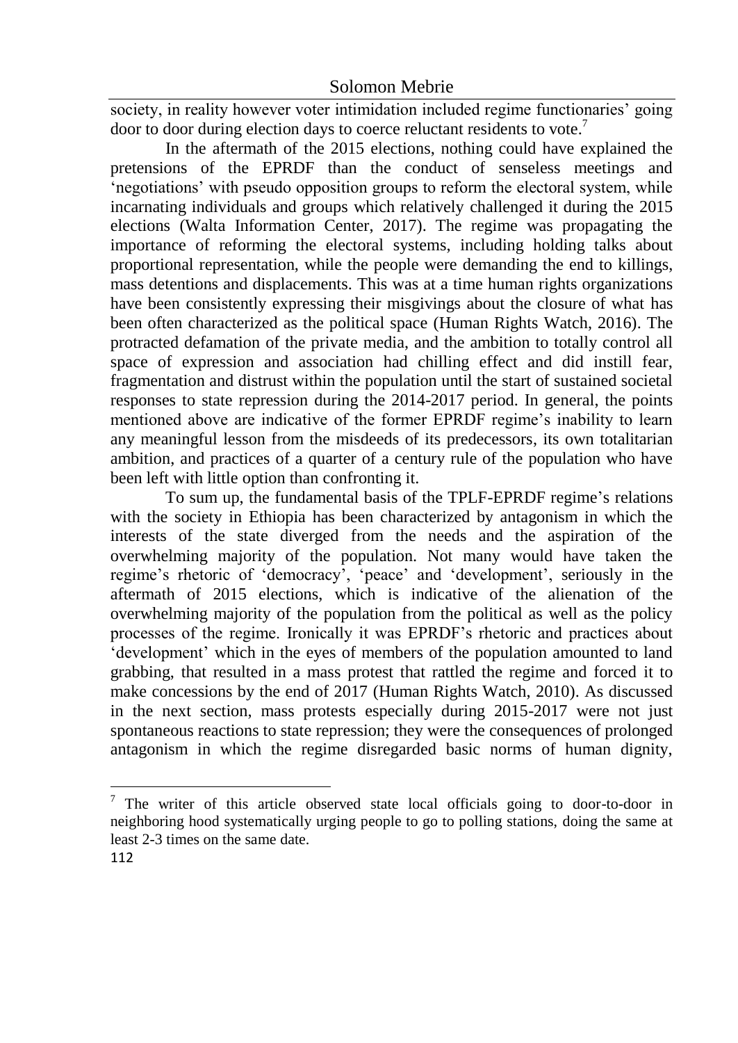society, in reality however voter intimidation included regime functionaries' going door to door during election days to coerce reluctant residents to vote.[7]

In the aftermath of the 2015 elections, nothing could have explained the pretensions of the EPRDF than the conduct of senseless meetings and 'negotiations' with pseudo opposition groups to reform the electoral system, while incarnating individuals and groups which relatively challenged it during the 2015 elections (Walta Information Center, 2017). The regime was propagating the importance of reforming the electoral systems, including holding talks about proportional representation, while the people were demanding the end to killings, mass detentions and displacements. This was at a time human rights organizations have been consistently expressing their misgivings about the closure of what has been often characterized as the political space (Human Rights Watch, 2016). The protracted defamation of the private media, and the ambition to totally control all space of expression and association had chilling effect and did instill fear, fragmentation and distrust within the population until the start of sustained societal responses to state repression during the 2014-2017 period. In general, the points mentioned above are indicative of the former EPRDF regime's inability to learn any meaningful lesson from the misdeeds of its predecessors, its own totalitarian ambition, and practices of a quarter of a century rule of the population who have been left with little option than confronting it.

To sum up, the fundamental basis of the TPLF-EPRDF regime's relations with the society in Ethiopia has been characterized by antagonism in which the interests of the state diverged from the needs and the aspiration of the overwhelming majority of the population. Not many would have taken the regime's rhetoric of 'democracy', 'peace' and 'development', seriously in the aftermath of 2015 elections, which is indicative of the alienation of the overwhelming majority of the population from the political as well as the policy processes of the regime. Ironically it was EPRDF's rhetoric and practices about 'development' which in the eyes of members of the population amounted to land grabbing, that resulted in a mass protest that rattled the regime and forced it to make concessions by the end of 2017 (Human Rights Watch, 2010). As discussed in the next section, mass protests especially during 2015-2017 were not just spontaneous reactions to state repression; they were the consequences of prolonged antagonism in which the regime disregarded basic norms of human dignity,

[7] The writer of this article observed state local officials going to door-to-door in neighboring hood systematically urging people to go to polling stations, doing the same at least 2-3 times on the same date.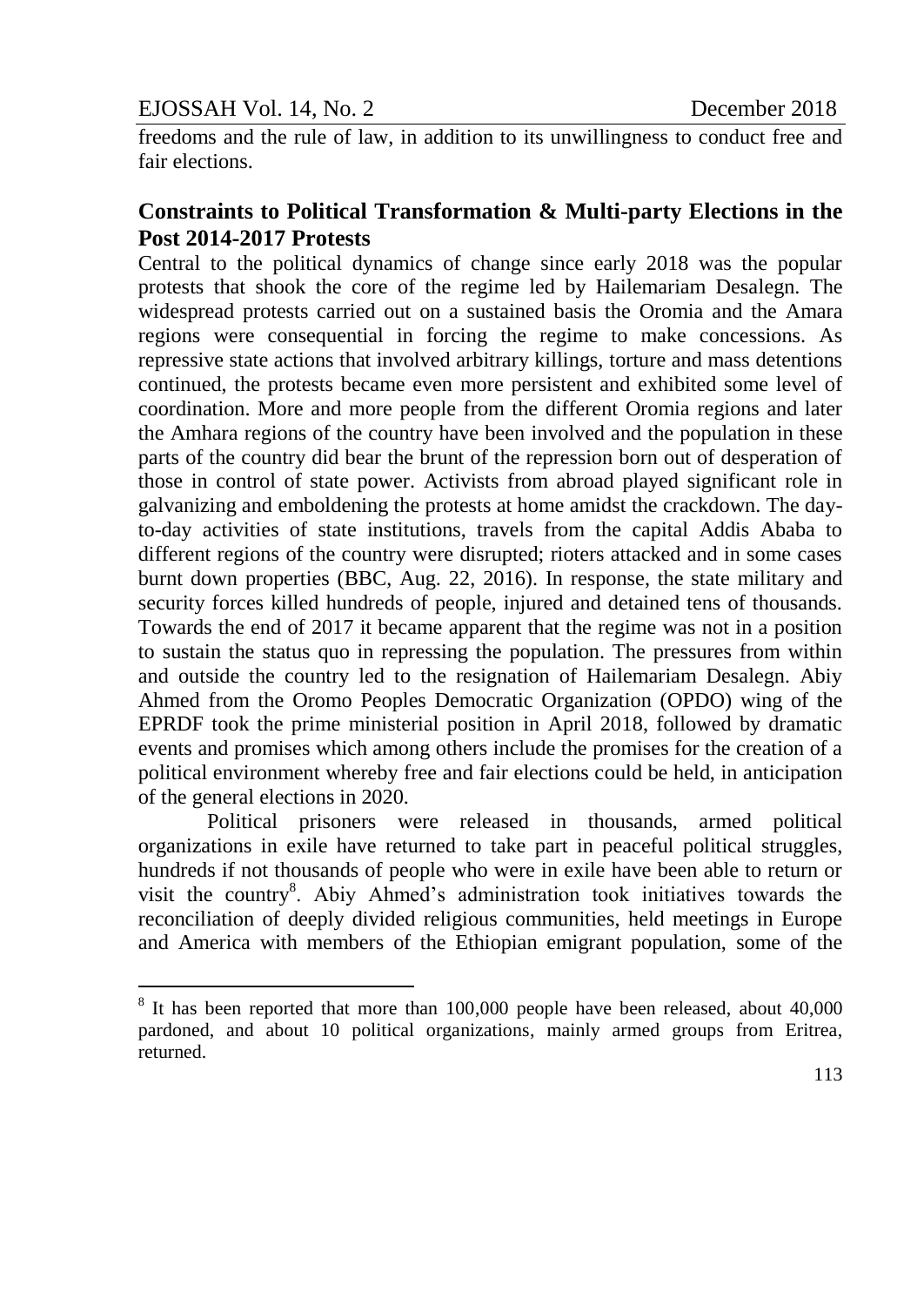freedoms and the rule of law, in addition to its unwillingness to conduct free and fair elections.

## Constraints to Political Transformation & Multi-party Elections in the Post 2014-2017 Protests

Central to the political dynamics of change since early 2018 was the popular protests that shook the core of the regime led by Hailemariam Desalegn. The widespread protests carried out on a sustained basis the Oromia and the Amara regions were consequential in forcing the regime to make concessions. As repressive state actions that involved arbitrary killings, torture and mass detentions continued, the protests became even more persistent and exhibited some level of coordination. More and more people from the different Oromia regions and later the Amhara regions of the country have been involved and the population in these parts of the country did bear the brunt of the repression born out of desperation of those in control of state power. Activists from abroad played significant role in galvanizing and emboldening the protests at home amidst the crackdown. The day-to-day activities of state institutions, travels from the capital Addis Ababa to different regions of the country were disrupted; rioters attacked and in some cases burnt down properties (BBC, Aug. 22, 2016). In response, the state military and security forces killed hundreds of people, injured and detained tens of thousands. Towards the end of 2017 it became apparent that the regime was not in a position to sustain the status quo in repressing the population. The pressures from within and outside the country led to the resignation of Hailemariam Desalegn. Abiy Ahmed from the Oromo Peoples Democratic Organization (OPDO) wing of the EPRDF took the prime ministerial position in April 2018, followed by dramatic events and promises which among others include the promises for the creation of a political environment whereby free and fair elections could be held, in anticipation of the general elections in 2020.

Political prisoners were released in thousands, armed political organizations in exile have returned to take part in peaceful political struggles, hundreds if not thousands of people who were in exile have been able to return or visit the country[8]. Abiy Ahmed's administration took initiatives towards the reconciliation of deeply divided religious communities, held meetings in Europe and America with members of the Ethiopian emigrant population, some of the

[8] It has been reported that more than 100,000 people have been released, about 40,000 pardoned, and about 10 political organizations, mainly armed groups from Eritrea, returned.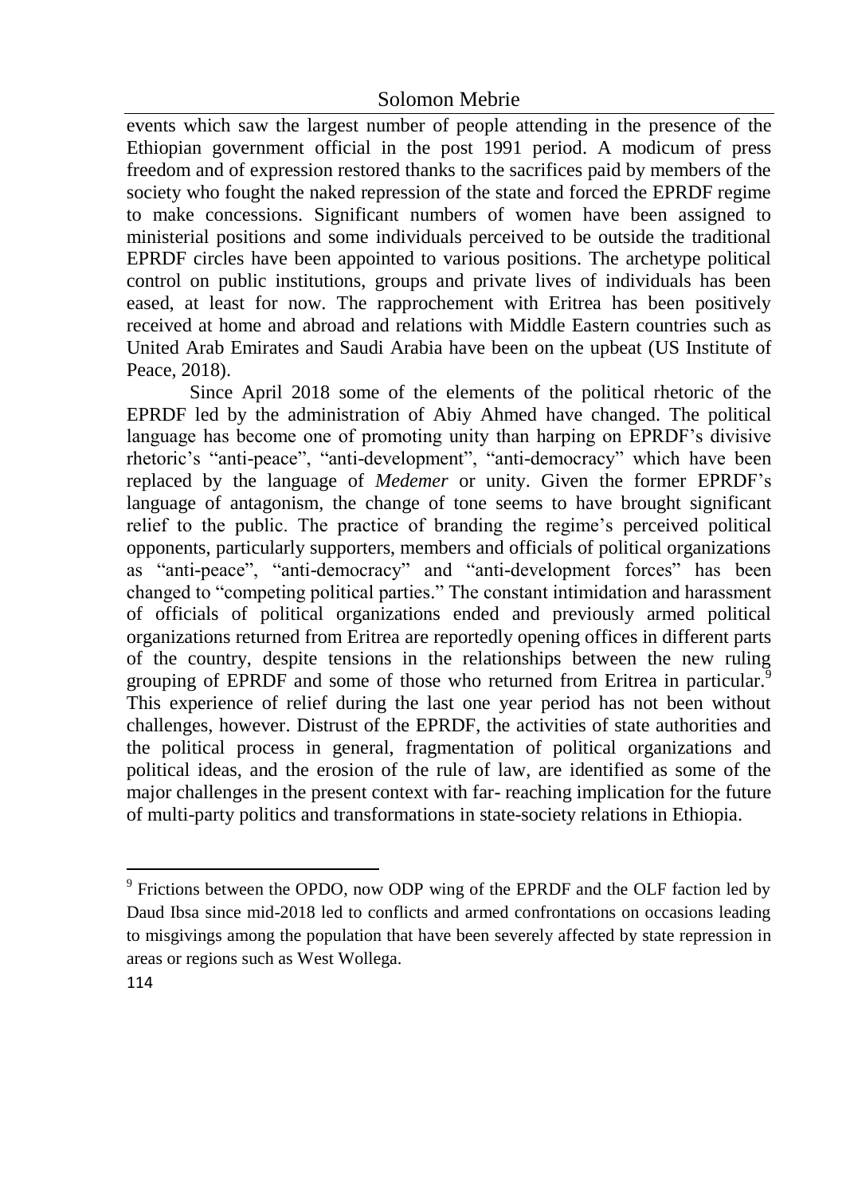events which saw the largest number of people attending in the presence of the Ethiopian government official in the post 1991 period. A modicum of press freedom and of expression restored thanks to the sacrifices paid by members of the society who fought the naked repression of the state and forced the EPRDF regime to make concessions. Significant numbers of women have been assigned to ministerial positions and some individuals perceived to be outside the traditional EPRDF circles have been appointed to various positions. The archetype political control on public institutions, groups and private lives of individuals has been eased, at least for now. The rapprochement with Eritrea has been positively received at home and abroad and relations with Middle Eastern countries such as United Arab Emirates and Saudi Arabia have been on the upbeat (US Institute of Peace, 2018).

Since April 2018 some of the elements of the political rhetoric of the EPRDF led by the administration of Abiy Ahmed have changed. The political language has become one of promoting unity than harping on EPRDF's divisive rhetoric's "anti-peace", "anti-development", "anti-democracy" which have been replaced by the language of *Medemer* or unity. Given the former EPRDF's language of antagonism, the change of tone seems to have brought significant relief to the public. The practice of branding the regime's perceived political opponents, particularly supporters, members and officials of political organizations as "anti-peace", "anti-democracy" and "anti-development forces" has been changed to "competing political parties." The constant intimidation and harassment of officials of political organizations ended and previously armed political organizations returned from Eritrea are reportedly opening offices in different parts of the country, despite tensions in the relationships between the new ruling grouping of EPRDF and some of those who returned from Eritrea in particular.[9] This experience of relief during the last one year period has not been without challenges, however. Distrust of the EPRDF, the activities of state authorities and the political process in general, fragmentation of political organizations and political ideas, and the erosion of the rule of law, are identified as some of the major challenges in the present context with far- reaching implication for the future of multi-party politics and transformations in state-society relations in Ethiopia.

---

[9] Frictions between the OPDO, now ODP wing of the EPRDF and the OLF faction led by Daud Ibsa since mid-2018 led to conflicts and armed confrontations on occasions leading to misgivings among the population that have been severely affected by state repression in areas or regions such as West Wollega.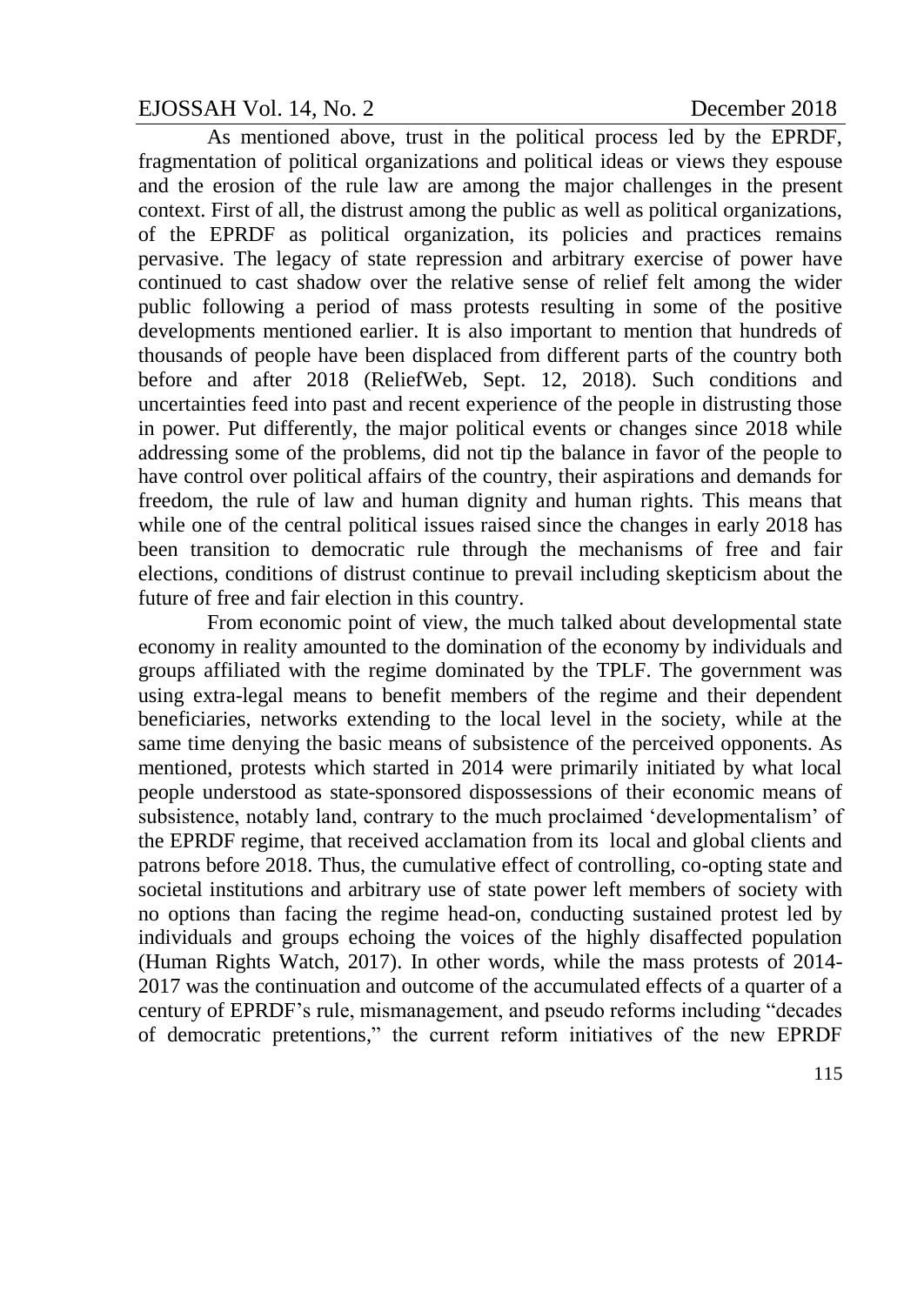As mentioned above, trust in the political process led by the EPRDF, fragmentation of political organizations and political ideas or views they espouse and the erosion of the rule law are among the major challenges in the present context. First of all, the distrust among the public as well as political organizations, of the EPRDF as political organization, its policies and practices remains pervasive. The legacy of state repression and arbitrary exercise of power have continued to cast shadow over the relative sense of relief felt among the wider public following a period of mass protests resulting in some of the positive developments mentioned earlier. It is also important to mention that hundreds of thousands of people have been displaced from different parts of the country both before and after 2018 (ReliefWeb, Sept. 12, 2018). Such conditions and uncertainties feed into past and recent experience of the people in distrusting those in power. Put differently, the major political events or changes since 2018 while addressing some of the problems, did not tip the balance in favor of the people to have control over political affairs of the country, their aspirations and demands for freedom, the rule of law and human dignity and human rights. This means that while one of the central political issues raised since the changes in early 2018 has been transition to democratic rule through the mechanisms of free and fair elections, conditions of distrust continue to prevail including skepticism about the future of free and fair election in this country.

From economic point of view, the much talked about developmental state economy in reality amounted to the domination of the economy by individuals and groups affiliated with the regime dominated by the TPLF. The government was using extra-legal means to benefit members of the regime and their dependent beneficiaries, networks extending to the local level in the society, while at the same time denying the basic means of subsistence of the perceived opponents. As mentioned, protests which started in 2014 were primarily initiated by what local people understood as state-sponsored dispossessions of their economic means of subsistence, notably land, contrary to the much proclaimed 'developmentalism' of the EPRDF regime, that received acclamation from its local and global clients and patrons before 2018. Thus, the cumulative effect of controlling, co-opting state and societal institutions and arbitrary use of state power left members of society with no options than facing the regime head-on, conducting sustained protest led by individuals and groups echoing the voices of the highly disaffected population (Human Rights Watch, 2017). In other words, while the mass protests of 2014-2017 was the continuation and outcome of the accumulated effects of a quarter of a century of EPRDF's rule, mismanagement, and pseudo reforms including "decades of democratic pretentions," the current reform initiatives of the new EPRDF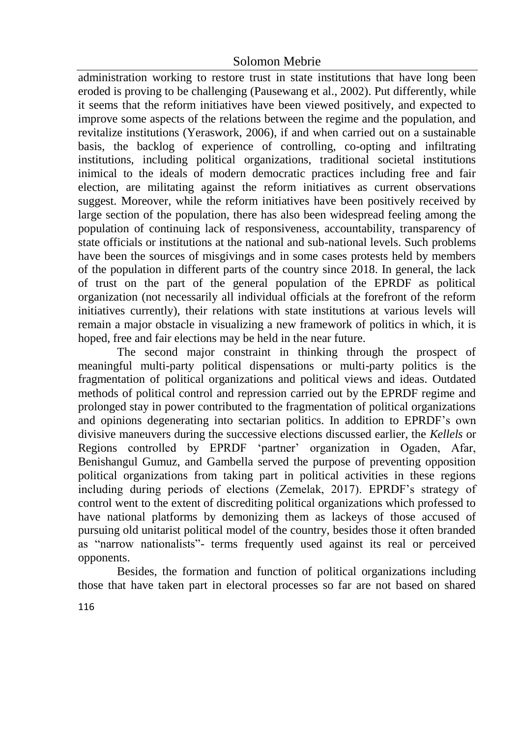administration working to restore trust in state institutions that have long been eroded is proving to be challenging (Pausewang et al., 2002). Put differently, while it seems that the reform initiatives have been viewed positively, and expected to improve some aspects of the relations between the regime and the population, and revitalize institutions (Yeraswork, 2006), if and when carried out on a sustainable basis, the backlog of experience of controlling, co-opting and infiltrating institutions, including political organizations, traditional societal institutions inimical to the ideals of modern democratic practices including free and fair election, are militating against the reform initiatives as current observations suggest. Moreover, while the reform initiatives have been positively received by large section of the population, there has also been widespread feeling among the population of continuing lack of responsiveness, accountability, transparency of state officials or institutions at the national and sub-national levels. Such problems have been the sources of misgivings and in some cases protests held by members of the population in different parts of the country since 2018. In general, the lack of trust on the part of the general population of the EPRDF as political organization (not necessarily all individual officials at the forefront of the reform initiatives currently), their relations with state institutions at various levels will remain a major obstacle in visualizing a new framework of politics in which, it is hoped, free and fair elections may be held in the near future.

The second major constraint in thinking through the prospect of meaningful multi-party political dispensations or multi-party politics is the fragmentation of political organizations and political views and ideas. Outdated methods of political control and repression carried out by the EPRDF regime and prolonged stay in power contributed to the fragmentation of political organizations and opinions degenerating into sectarian politics. In addition to EPRDF's own divisive maneuvers during the successive elections discussed earlier, the *Kellels* or Regions controlled by EPRDF 'partner' organization in Ogaden, Afar, Benishangul Gumuz, and Gambella served the purpose of preventing opposition political organizations from taking part in political activities in these regions including during periods of elections (Zemelak, 2017). EPRDF's strategy of control went to the extent of discrediting political organizations which professed to have national platforms by demonizing them as lackeys of those accused of pursuing old unitarist political model of the country, besides those it often branded as "narrow nationalists"- terms frequently used against its real or perceived opponents.

Besides, the formation and function of political organizations including those that have taken part in electoral processes so far are not based on shared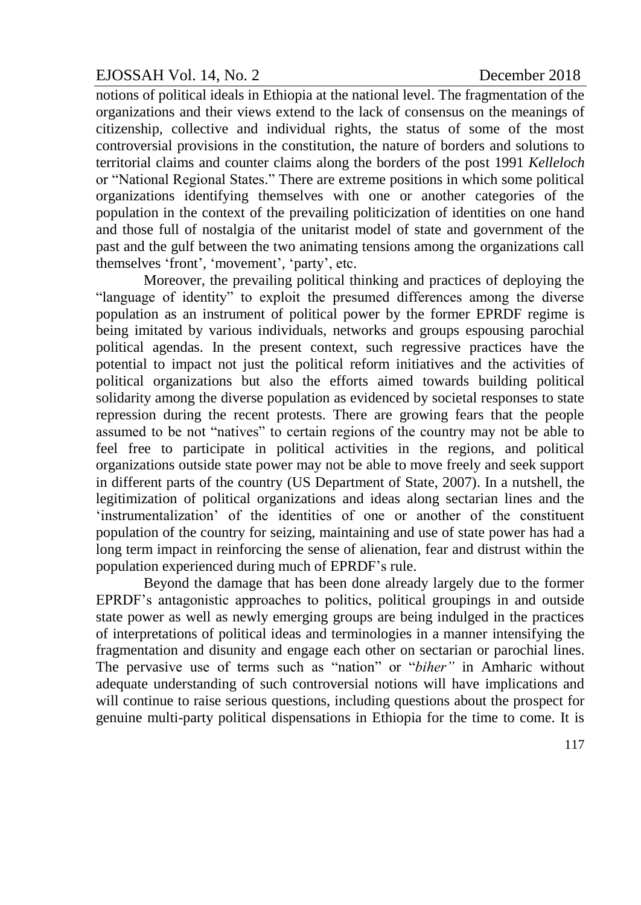notions of political ideals in Ethiopia at the national level. The fragmentation of the organizations and their views extend to the lack of consensus on the meanings of citizenship, collective and individual rights, the status of some of the most controversial provisions in the constitution, the nature of borders and solutions to territorial claims and counter claims along the borders of the post 1991 *Kelleloch* or "National Regional States." There are extreme positions in which some political organizations identifying themselves with one or another categories of the population in the context of the prevailing politicization of identities on one hand and those full of nostalgia of the unitarist model of state and government of the past and the gulf between the two animating tensions among the organizations call themselves 'front', 'movement', 'party', etc.

Moreover, the prevailing political thinking and practices of deploying the "language of identity" to exploit the presumed differences among the diverse population as an instrument of political power by the former EPRDF regime is being imitated by various individuals, networks and groups espousing parochial political agendas. In the present context, such regressive practices have the potential to impact not just the political reform initiatives and the activities of political organizations but also the efforts aimed towards building political solidarity among the diverse population as evidenced by societal responses to state repression during the recent protests. There are growing fears that the people assumed to be not "natives" to certain regions of the country may not be able to feel free to participate in political activities in the regions, and political organizations outside state power may not be able to move freely and seek support in different parts of the country (US Department of State, 2007). In a nutshell, the legitimization of political organizations and ideas along sectarian lines and the 'instrumentalization' of the identities of one or another of the constituent population of the country for seizing, maintaining and use of state power has had a long term impact in reinforcing the sense of alienation, fear and distrust within the population experienced during much of EPRDF's rule.

Beyond the damage that has been done already largely due to the former EPRDF's antagonistic approaches to politics, political groupings in and outside state power as well as newly emerging groups are being indulged in the practices of interpretations of political ideas and terminologies in a manner intensifying the fragmentation and disunity and engage each other on sectarian or parochial lines. The pervasive use of terms such as "nation" or "*biher"* in Amharic without adequate understanding of such controversial notions will have implications and will continue to raise serious questions, including questions about the prospect for genuine multi-party political dispensations in Ethiopia for the time to come. It is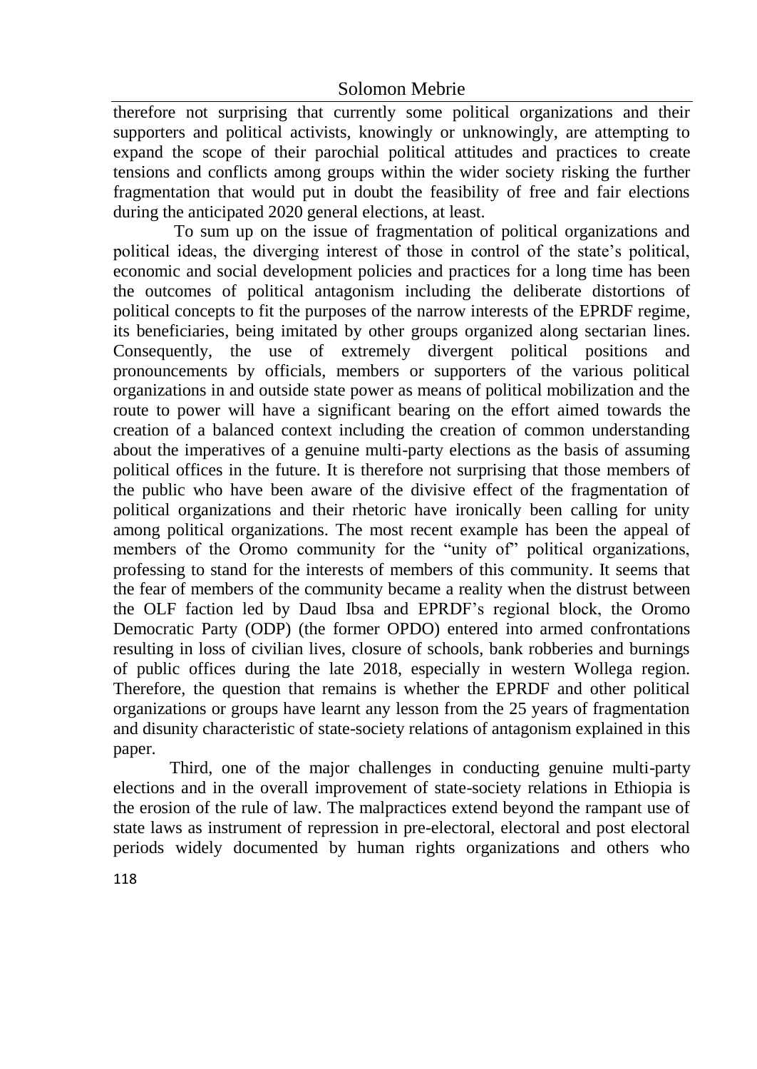therefore not surprising that currently some political organizations and their supporters and political activists, knowingly or unknowingly, are attempting to expand the scope of their parochial political attitudes and practices to create tensions and conflicts among groups within the wider society risking the further fragmentation that would put in doubt the feasibility of free and fair elections during the anticipated 2020 general elections, at least.

To sum up on the issue of fragmentation of political organizations and political ideas, the diverging interest of those in control of the state's political, economic and social development policies and practices for a long time has been the outcomes of political antagonism including the deliberate distortions of political concepts to fit the purposes of the narrow interests of the EPRDF regime, its beneficiaries, being imitated by other groups organized along sectarian lines. Consequently, the use of extremely divergent political positions and pronouncements by officials, members or supporters of the various political organizations in and outside state power as means of political mobilization and the route to power will have a significant bearing on the effort aimed towards the creation of a balanced context including the creation of common understanding about the imperatives of a genuine multi-party elections as the basis of assuming political offices in the future. It is therefore not surprising that those members of the public who have been aware of the divisive effect of the fragmentation of political organizations and their rhetoric have ironically been calling for unity among political organizations. The most recent example has been the appeal of members of the Oromo community for the "unity of" political organizations, professing to stand for the interests of members of this community. It seems that the fear of members of the community became a reality when the distrust between the OLF faction led by Daud Ibsa and EPRDF's regional block, the Oromo Democratic Party (ODP) (the former OPDO) entered into armed confrontations resulting in loss of civilian lives, closure of schools, bank robberies and burnings of public offices during the late 2018, especially in western Wollega region. Therefore, the question that remains is whether the EPRDF and other political organizations or groups have learnt any lesson from the 25 years of fragmentation and disunity characteristic of state-society relations of antagonism explained in this paper.

Third, one of the major challenges in conducting genuine multi-party elections and in the overall improvement of state-society relations in Ethiopia is the erosion of the rule of law. The malpractices extend beyond the rampant use of state laws as instrument of repression in pre-electoral, electoral and post electoral periods widely documented by human rights organizations and others who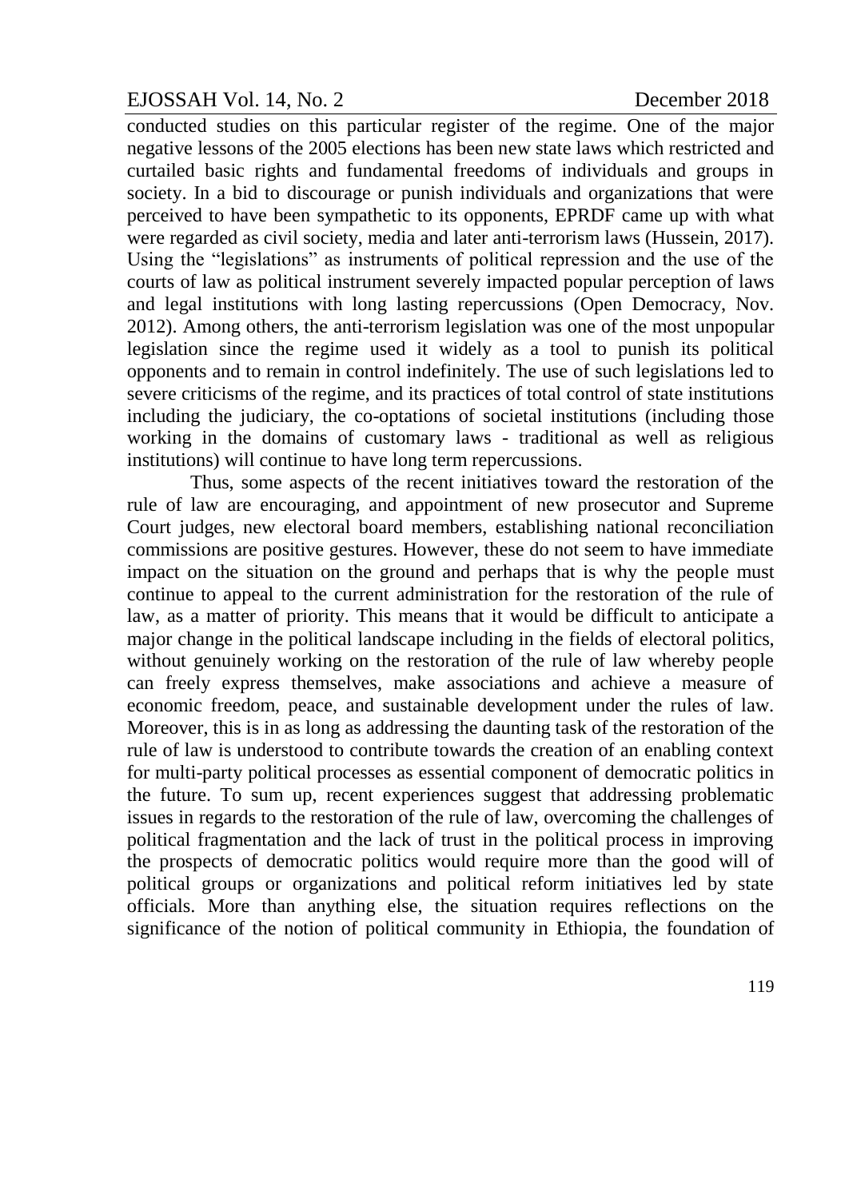conducted studies on this particular register of the regime. One of the major negative lessons of the 2005 elections has been new state laws which restricted and curtailed basic rights and fundamental freedoms of individuals and groups in society. In a bid to discourage or punish individuals and organizations that were perceived to have been sympathetic to its opponents, EPRDF came up with what were regarded as civil society, media and later anti-terrorism laws (Hussein, 2017). Using the "legislations" as instruments of political repression and the use of the courts of law as political instrument severely impacted popular perception of laws and legal institutions with long lasting repercussions (Open Democracy, Nov. 2012). Among others, the anti-terrorism legislation was one of the most unpopular legislation since the regime used it widely as a tool to punish its political opponents and to remain in control indefinitely. The use of such legislations led to severe criticisms of the regime, and its practices of total control of state institutions including the judiciary, the co-optations of societal institutions (including those working in the domains of customary laws - traditional as well as religious institutions) will continue to have long term repercussions.

Thus, some aspects of the recent initiatives toward the restoration of the rule of law are encouraging, and appointment of new prosecutor and Supreme Court judges, new electoral board members, establishing national reconciliation commissions are positive gestures. However, these do not seem to have immediate impact on the situation on the ground and perhaps that is why the people must continue to appeal to the current administration for the restoration of the rule of law, as a matter of priority. This means that it would be difficult to anticipate a major change in the political landscape including in the fields of electoral politics, without genuinely working on the restoration of the rule of law whereby people can freely express themselves, make associations and achieve a measure of economic freedom, peace, and sustainable development under the rules of law. Moreover, this is in as long as addressing the daunting task of the restoration of the rule of law is understood to contribute towards the creation of an enabling context for multi-party political processes as essential component of democratic politics in the future. To sum up, recent experiences suggest that addressing problematic issues in regards to the restoration of the rule of law, overcoming the challenges of political fragmentation and the lack of trust in the political process in improving the prospects of democratic politics would require more than the good will of political groups or organizations and political reform initiatives led by state officials. More than anything else, the situation requires reflections on the significance of the notion of political community in Ethiopia, the foundation of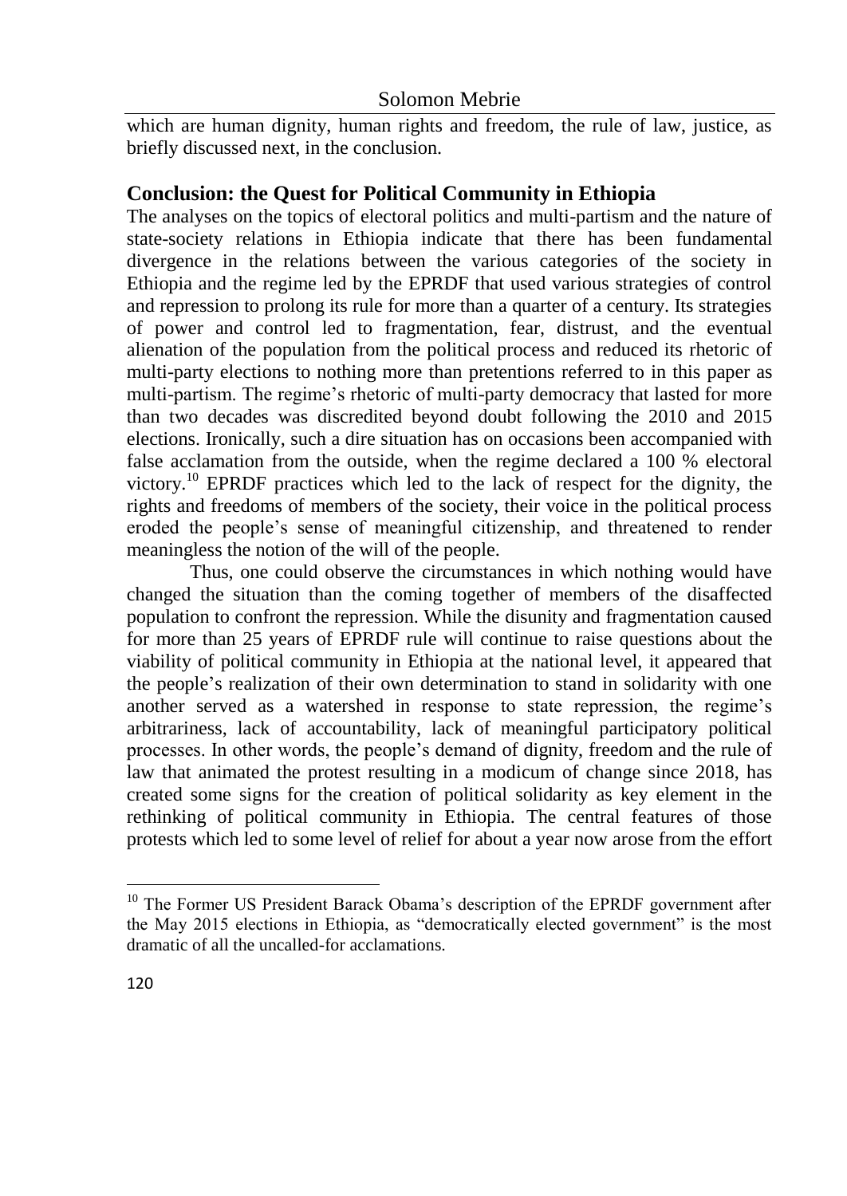which are human dignity, human rights and freedom, the rule of law, justice, as briefly discussed next, in the conclusion.

## Conclusion: the Quest for Political Community in Ethiopia

The analyses on the topics of electoral politics and multi-partism and the nature of state-society relations in Ethiopia indicate that there has been fundamental divergence in the relations between the various categories of the society in Ethiopia and the regime led by the EPRDF that used various strategies of control and repression to prolong its rule for more than a quarter of a century. Its strategies of power and control led to fragmentation, fear, distrust, and the eventual alienation of the population from the political process and reduced its rhetoric of multi-party elections to nothing more than pretentions referred to in this paper as multi-partism. The regime's rhetoric of multi-party democracy that lasted for more than two decades was discredited beyond doubt following the 2010 and 2015 elections. Ironically, such a dire situation has on occasions been accompanied with false acclamation from the outside, when the regime declared a 100 % electoral victory.[10] EPRDF practices which led to the lack of respect for the dignity, the rights and freedoms of members of the society, their voice in the political process eroded the people's sense of meaningful citizenship, and threatened to render meaningless the notion of the will of the people.

Thus, one could observe the circumstances in which nothing would have changed the situation than the coming together of members of the disaffected population to confront the repression. While the disunity and fragmentation caused for more than 25 years of EPRDF rule will continue to raise questions about the viability of political community in Ethiopia at the national level, it appeared that the people's realization of their own determination to stand in solidarity with one another served as a watershed in response to state repression, the regime's arbitrariness, lack of accountability, lack of meaningful participatory political processes. In other words, the people's demand of dignity, freedom and the rule of law that animated the protest resulting in a modicum of change since 2018, has created some signs for the creation of political solidarity as key element in the rethinking of political community in Ethiopia. The central features of those protests which led to some level of relief for about a year now arose from the effort

---

[10] The Former US President Barack Obama's description of the EPRDF government after the May 2015 elections in Ethiopia, as "democratically elected government" is the most dramatic of all the uncalled-for acclamations.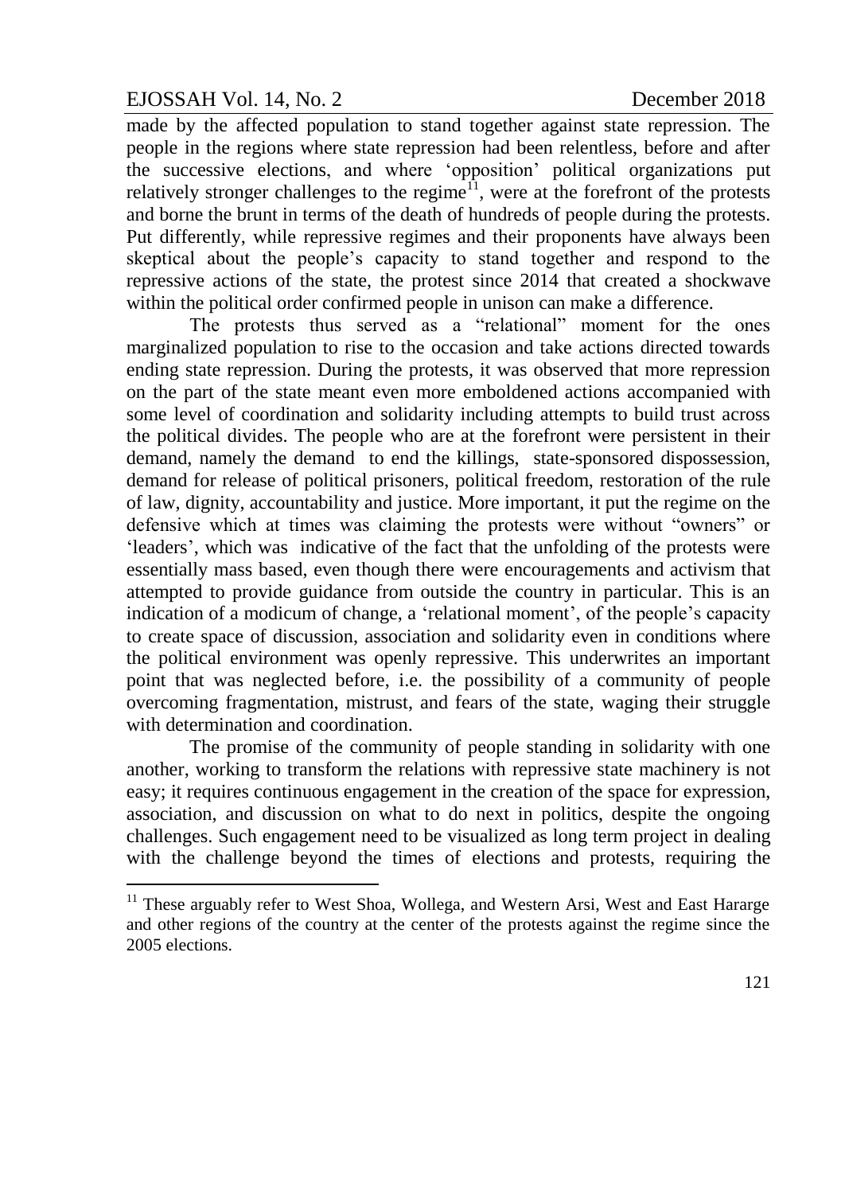made by the affected population to stand together against state repression. The people in the regions where state repression had been relentless, before and after the successive elections, and where 'opposition' political organizations put relatively stronger challenges to the regime[11], were at the forefront of the protests and borne the brunt in terms of the death of hundreds of people during the protests. Put differently, while repressive regimes and their proponents have always been skeptical about the people's capacity to stand together and respond to the repressive actions of the state, the protest since 2014 that created a shockwave within the political order confirmed people in unison can make a difference.

The protests thus served as a "relational" moment for the ones marginalized population to rise to the occasion and take actions directed towards ending state repression. During the protests, it was observed that more repression on the part of the state meant even more emboldened actions accompanied with some level of coordination and solidarity including attempts to build trust across the political divides. The people who are at the forefront were persistent in their demand, namely the demand to end the killings, state-sponsored dispossession, demand for release of political prisoners, political freedom, restoration of the rule of law, dignity, accountability and justice. More important, it put the regime on the defensive which at times was claiming the protests were without "owners" or 'leaders', which was indicative of the fact that the unfolding of the protests were essentially mass based, even though there were encouragements and activism that attempted to provide guidance from outside the country in particular. This is an indication of a modicum of change, a 'relational moment', of the people's capacity to create space of discussion, association and solidarity even in conditions where the political environment was openly repressive. This underwrites an important point that was neglected before, i.e. the possibility of a community of people overcoming fragmentation, mistrust, and fears of the state, waging their struggle with determination and coordination.

The promise of the community of people standing in solidarity with one another, working to transform the relations with repressive state machinery is not easy; it requires continuous engagement in the creation of the space for expression, association, and discussion on what to do next in politics, despite the ongoing challenges. Such engagement need to be visualized as long term project in dealing with the challenge beyond the times of elections and protests, requiring the

[11] These arguably refer to West Shoa, Wollega, and Western Arsi, West and East Hararge and other regions of the country at the center of the protests against the regime since the 2005 elections.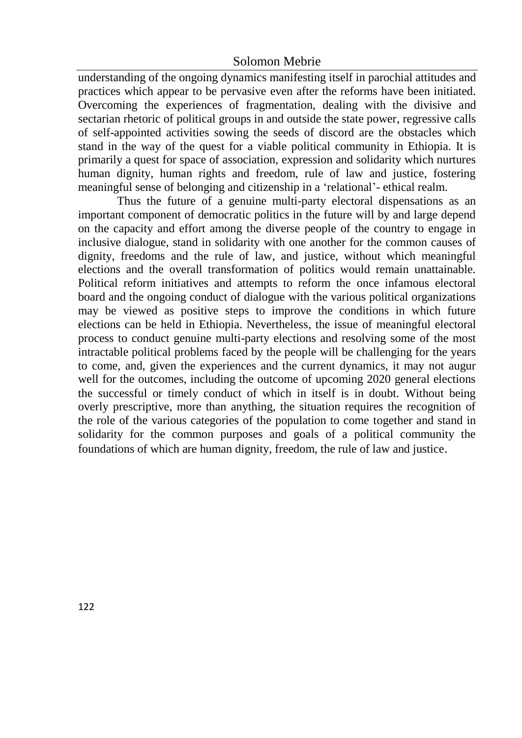understanding of the ongoing dynamics manifesting itself in parochial attitudes and practices which appear to be pervasive even after the reforms have been initiated. Overcoming the experiences of fragmentation, dealing with the divisive and sectarian rhetoric of political groups in and outside the state power, regressive calls of self-appointed activities sowing the seeds of discord are the obstacles which stand in the way of the quest for a viable political community in Ethiopia. It is primarily a quest for space of association, expression and solidarity which nurtures human dignity, human rights and freedom, rule of law and justice, fostering meaningful sense of belonging and citizenship in a 'relational'- ethical realm.

Thus the future of a genuine multi-party electoral dispensations as an important component of democratic politics in the future will by and large depend on the capacity and effort among the diverse people of the country to engage in inclusive dialogue, stand in solidarity with one another for the common causes of dignity, freedoms and the rule of law, and justice, without which meaningful elections and the overall transformation of politics would remain unattainable. Political reform initiatives and attempts to reform the once infamous electoral board and the ongoing conduct of dialogue with the various political organizations may be viewed as positive steps to improve the conditions in which future elections can be held in Ethiopia. Nevertheless, the issue of meaningful electoral process to conduct genuine multi-party elections and resolving some of the most intractable political problems faced by the people will be challenging for the years to come, and, given the experiences and the current dynamics, it may not augur well for the outcomes, including the outcome of upcoming 2020 general elections the successful or timely conduct of which in itself is in doubt. Without being overly prescriptive, more than anything, the situation requires the recognition of the role of the various categories of the population to come together and stand in solidarity for the common purposes and goals of a political community the foundations of which are human dignity, freedom, the rule of law and justice.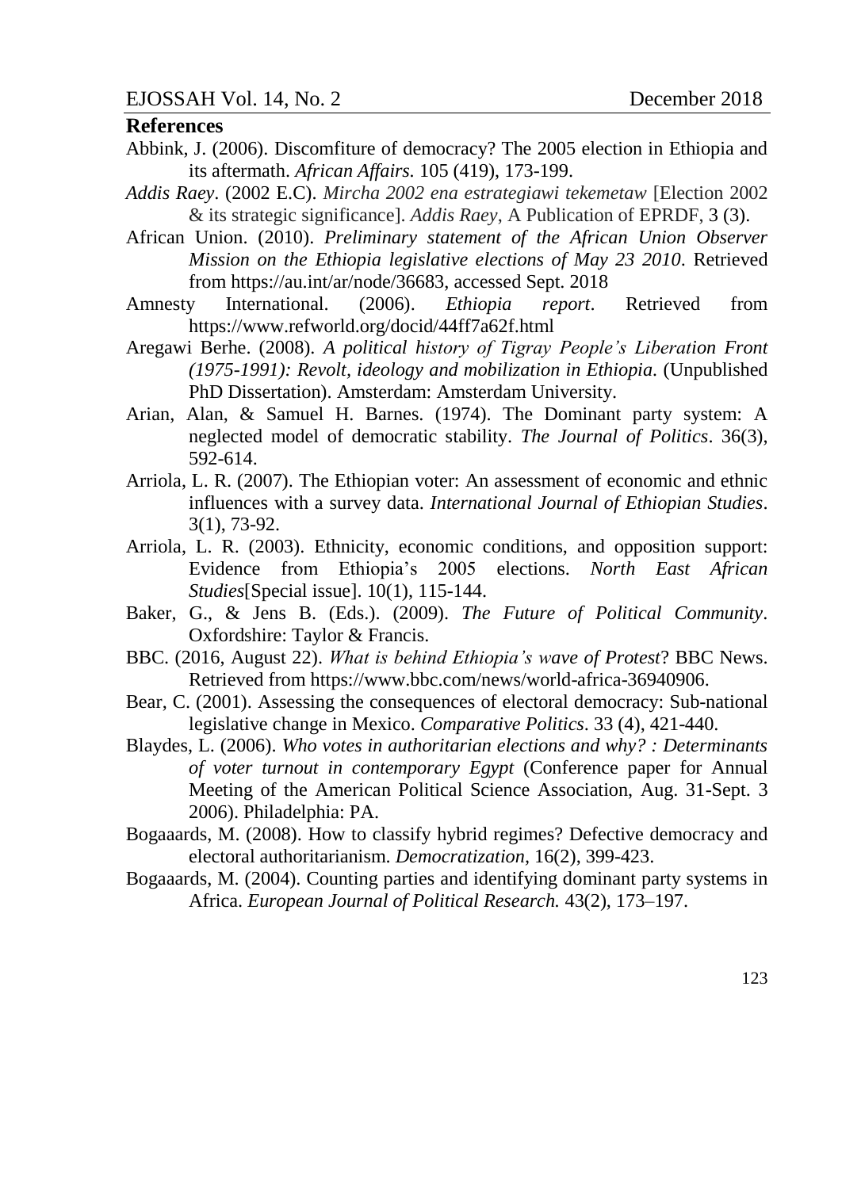## References

Abbink, J. (2006). Discomfiture of democracy? The 2005 election in Ethiopia and its aftermath. *African Affairs.* 105 (419), 173-199.

*Addis Raey*. (2002 E.C). *Mircha 2002 ena estrategiawi tekemetaw* [Election 2002 & its strategic significance]. *Addis Raey*, A Publication of EPRDF, 3 (3).

African Union. (2010). *Preliminary statement of the African Union Observer Mission on the Ethiopia legislative elections of May 23 2010*. Retrieved from https://au.int/ar/node/36683, accessed Sept. 2018

Amnesty International. (2006). *Ethiopia report*. Retrieved from https://www.refworld.org/docid/44ff7a62f.html

Aregawi Berhe. (2008). *A political history of Tigray People's Liberation Front (1975-1991): Revolt, ideology and mobilization in Ethiopia*. (Unpublished PhD Dissertation). Amsterdam: Amsterdam University.

Arian, Alan, & Samuel H. Barnes. (1974). The Dominant party system: A neglected model of democratic stability. *The Journal of Politics*. 36(3), 592-614.

Arriola, L. R. (2007). The Ethiopian voter: An assessment of economic and ethnic influences with a survey data. *International Journal of Ethiopian Studies*. 3(1), 73-92.

Arriola, L. R. (2003). Ethnicity, economic conditions, and opposition support: Evidence from Ethiopia's 2005 elections. *North East African Studies*[Special issue]. 10(1), 115-144.

Baker, G., & Jens B. (Eds.). (2009). *The Future of Political Community*. Oxfordshire: Taylor & Francis.

BBC. (2016, August 22). *What is behind Ethiopia's wave of Protest*? BBC News. Retrieved from https://www.bbc.com/news/world-africa-36940906.

Bear, C. (2001). Assessing the consequences of electoral democracy: Sub-national legislative change in Mexico. *Comparative Politics*. 33 (4), 421-440.

Blaydes, L. (2006). *Who votes in authoritarian elections and why? : Determinants of voter turnout in contemporary Egypt* (Conference paper for Annual Meeting of the American Political Science Association, Aug. 31-Sept. 3 2006). Philadelphia: PA.

Bogaaards, M. (2008). How to classify hybrid regimes? Defective democracy and electoral authoritarianism. *Democratization*, 16(2), 399-423.

Bogaaards, M. (2004). Counting parties and identifying dominant party systems in Africa. *European Journal of Political Research.* 43(2), 173–197.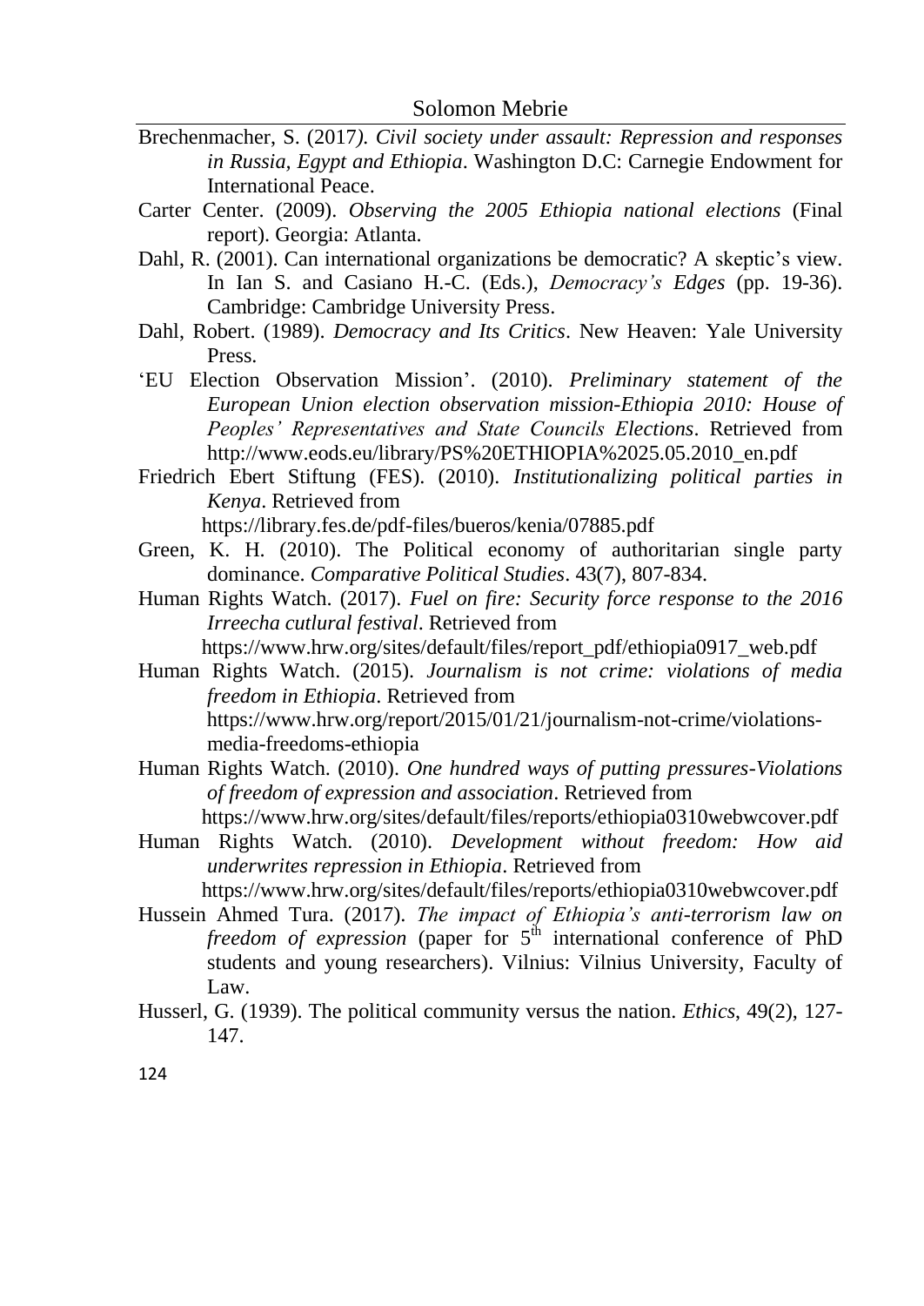Brechenmacher, S. (2017). *Civil society under assault: Repression and responses in Russia, Egypt and Ethiopia*. Washington D.C: Carnegie Endowment for International Peace.

Carter Center. (2009). *Observing the 2005 Ethiopia national elections* (Final report). Georgia: Atlanta.

Dahl, R. (2001). Can international organizations be democratic? A skeptic's view. In Ian S. and Casiano H.-C. (Eds.), *Democracy's Edges* (pp. 19-36). Cambridge: Cambridge University Press.

Dahl, Robert. (1989). *Democracy and Its Critics*. New Heaven: Yale University Press.

'EU Election Observation Mission'. (2010). *Preliminary statement of the European Union election observation mission-Ethiopia 2010: House of Peoples' Representatives and State Councils Elections*. Retrieved from http://www.eods.eu/library/PS%20ETHIOPIA%2025.05.2010_en.pdf

Friedrich Ebert Stiftung (FES). (2010). *Institutionalizing political parties in Kenya*. Retrieved from https://library.fes.de/pdf-files/bueros/kenia/07885.pdf

Green, K. H. (2010). The Political economy of authoritarian single party dominance. *Comparative Political Studies*. 43(7), 807-834.

Human Rights Watch. (2017). *Fuel on fire: Security force response to the 2016 Irreecha cutlural festival*. Retrieved from https://www.hrw.org/sites/default/files/report_pdf/ethiopia0917_web.pdf

Human Rights Watch. (2015). *Journalism is not crime: violations of media freedom in Ethiopia*. Retrieved from https://www.hrw.org/report/2015/01/21/journalism-not-crime/violations-media-freedoms-ethiopia

Human Rights Watch. (2010). *One hundred ways of putting pressures-Violations of freedom of expression and association*. Retrieved from https://www.hrw.org/sites/default/files/reports/ethiopia0310webwcover.pdf

Human Rights Watch. (2010). *Development without freedom: How aid underwrites repression in Ethiopia*. Retrieved from https://www.hrw.org/sites/default/files/reports/ethiopia0310webwcover.pdf

Hussein Ahmed Tura. (2017). *The impact of Ethiopia's anti-terrorism law on freedom of expression* (paper for 5th international conference of PhD students and young researchers). Vilnius: Vilnius University, Faculty of Law.

Husserl, G. (1939). The political community versus the nation. *Ethics*, 49(2), 127-147.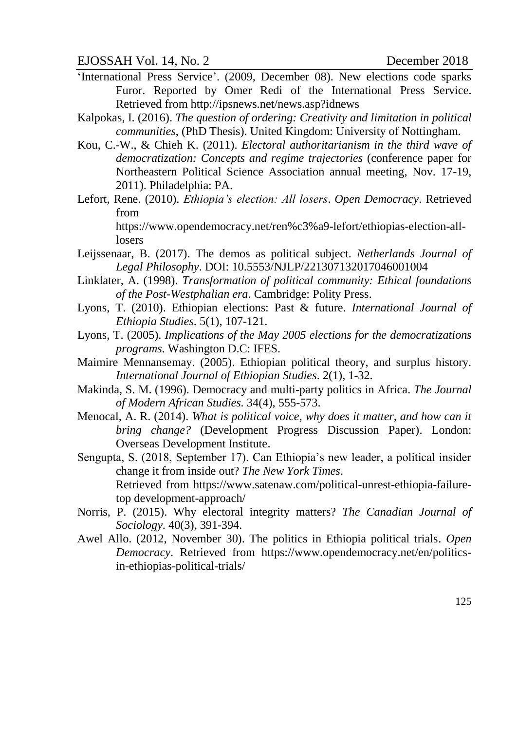'International Press Service'. (2009, December 08). New elections code sparks Furor. Reported by Omer Redi of the International Press Service. Retrieved from http://ipsnews.net/news.asp?idnews

Kalpokas, I. (2016). *The question of ordering: Creativity and limitation in political communities*, (PhD Thesis). United Kingdom: University of Nottingham.

Kou, C.-W., & Chieh K. (2011). *Electoral authoritarianism in the third wave of democratization: Concepts and regime trajectories* (conference paper for Northeastern Political Science Association annual meeting, Nov. 17-19, 2011). Philadelphia: PA.

Lefort, Rene. (2010). *Ethiopia's election: All losers*. *Open Democracy*. Retrieved from https://www.opendemocracy.net/ren%c3%a9-lefort/ethiopias-election-all-losers

Leijssenaar, B. (2017). The demos as political subject. *Netherlands Journal of Legal Philosophy*. DOI: 10.5553/NJLP/221307132017046001004

Linklater, A. (1998). *Transformation of political community: Ethical foundations of the Post-Westphalian era*. Cambridge: Polity Press.

Lyons, T. (2010). Ethiopian elections: Past & future. *International Journal of Ethiopia Studies*. 5(1), 107-121.

Lyons, T. (2005). *Implications of the May 2005 elections for the democratizations programs*. Washington D.C: IFES.

Maimire Mennansemay. (2005). Ethiopian political theory, and surplus history. *International Journal of Ethiopian Studies*. 2(1), 1-32.

Makinda, S. M. (1996). Democracy and multi-party politics in Africa. *The Journal of Modern African Studies.* 34(4), 555-573.

Menocal, A. R. (2014). *What is political voice, why does it matter, and how can it bring change?* (Development Progress Discussion Paper). London: Overseas Development Institute.

Sengupta, S. (2018, September 17). Can Ethiopia's new leader, a political insider change it from inside out? *The New York Times*. Retrieved from https://www.satenaw.com/political-unrest-ethiopia-failure-top development-approach/

Norris, P. (2015). Why electoral integrity matters? *The Canadian Journal of Sociology*. 40(3), 391-394.

Awel Allo. (2012, November 30). The politics in Ethiopia political trials. *Open Democracy*. Retrieved from https://www.opendemocracy.net/en/politics-in-ethiopias-political-trials/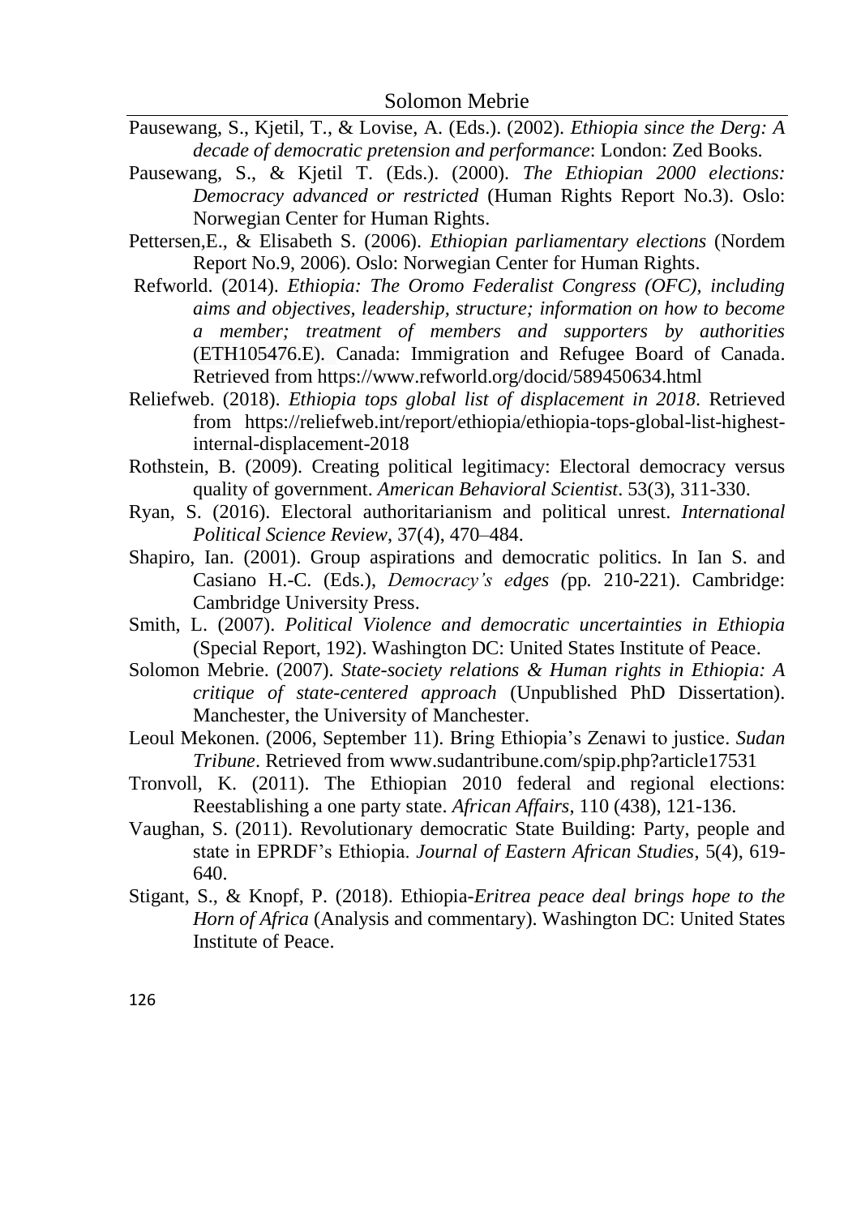Pausewang, S., Kjetil, T., & Lovise, A. (Eds.). (2002). *Ethiopia since the Derg: A decade of democratic pretension and performance*: London: Zed Books.

Pausewang, S., & Kjetil T. (Eds.). (2000). *The Ethiopian 2000 elections: Democracy advanced or restricted* (Human Rights Report No.3). Oslo: Norwegian Center for Human Rights.

Pettersen,E., & Elisabeth S. (2006). *Ethiopian parliamentary elections* (Nordem Report No.9, 2006). Oslo: Norwegian Center for Human Rights.

Refworld. (2014). *Ethiopia: The Oromo Federalist Congress (OFC), including aims and objectives, leadership, structure; information on how to become a member; treatment of members and supporters by authorities* (ETH105476.E). Canada: Immigration and Refugee Board of Canada. Retrieved from https://www.refworld.org/docid/589450634.html

Reliefweb. (2018). *Ethiopia tops global list of displacement in 2018*. Retrieved from https://reliefweb.int/report/ethiopia/ethiopia-tops-global-list-highest-internal-displacement-2018

Rothstein, B. (2009). Creating political legitimacy: Electoral democracy versus quality of government. *American Behavioral Scientist*. 53(3), 311-330.

Ryan, S. (2016). Electoral authoritarianism and political unrest. *International Political Science Review*, 37(4), 470–484.

Shapiro, Ian. (2001). Group aspirations and democratic politics. In Ian S. and Casiano H.-C. (Eds.), *Democracy's edges (*pp. 210-221). Cambridge: Cambridge University Press.

Smith, L. (2007). *Political Violence and democratic uncertainties in Ethiopia* (Special Report, 192). Washington DC: United States Institute of Peace.

Solomon Mebrie. (2007). *State-society relations & Human rights in Ethiopia: A critique of state-centered approach* (Unpublished PhD Dissertation). Manchester, the University of Manchester.

Leoul Mekonen. (2006, September 11). Bring Ethiopia's Zenawi to justice. *Sudan Tribune*. Retrieved from www.sudantribune.com/spip.php?article17531

Tronvoll, K. (2011). The Ethiopian 2010 federal and regional elections: Reestablishing a one party state. *African Affairs*, 110 (438), 121-136.

Vaughan, S. (2011). Revolutionary democratic State Building: Party, people and state in EPRDF's Ethiopia. *Journal of Eastern African Studies*, 5(4), 619-640.

Stigant, S., & Knopf, P. (2018). Ethiopia-*Eritrea peace deal brings hope to the Horn of Africa* (Analysis and commentary). Washington DC: United States Institute of Peace.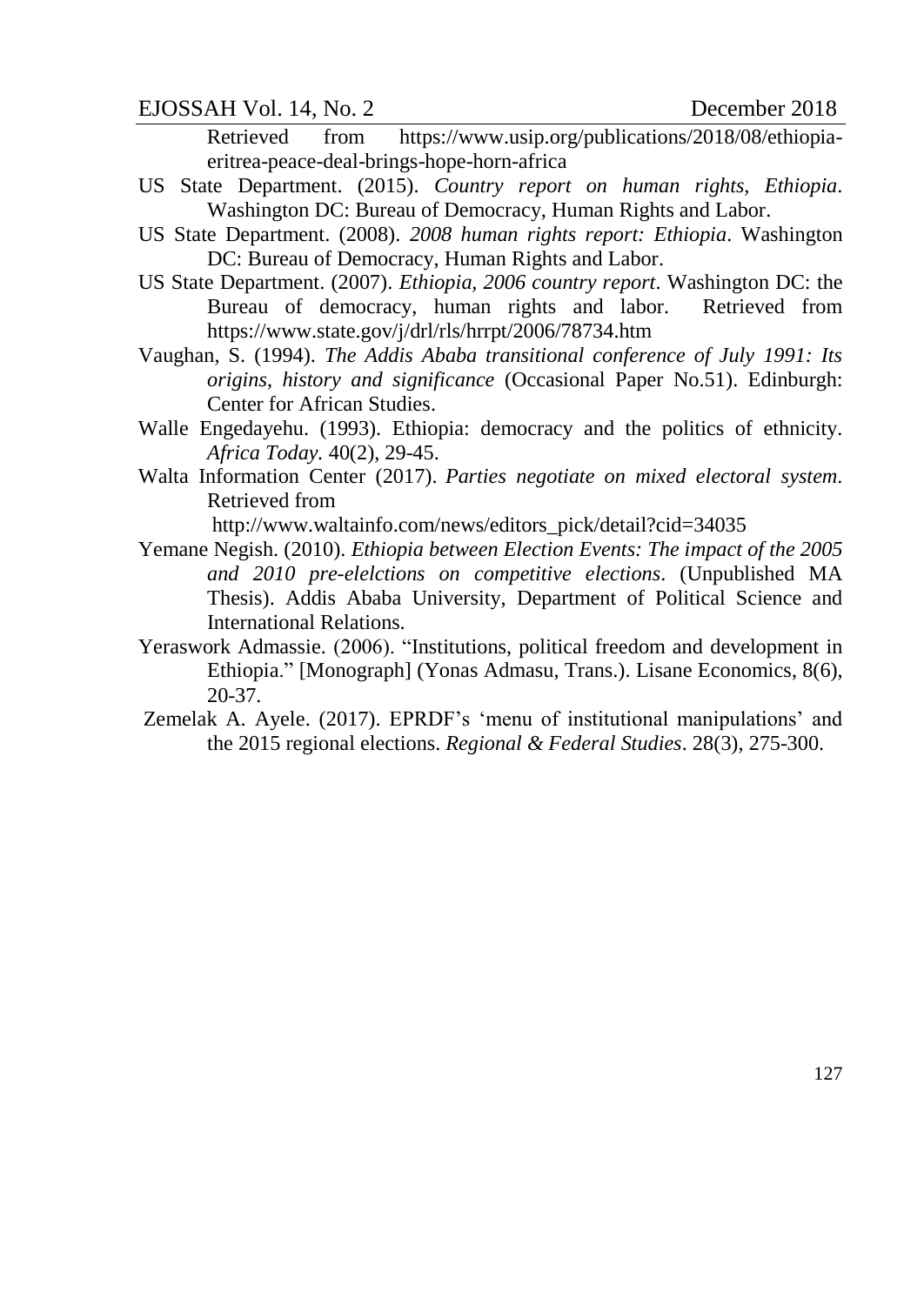Retrieved from https://www.usip.org/publications/2018/08/ethiopia-eritrea-peace-deal-brings-hope-horn-africa

US State Department. (2015). *Country report on human rights, Ethiopia*. Washington DC: Bureau of Democracy, Human Rights and Labor.

US State Department. (2008). *2008 human rights report: Ethiopia*. Washington DC: Bureau of Democracy, Human Rights and Labor.

US State Department. (2007). *Ethiopia, 2006 country report*. Washington DC: the Bureau of democracy, human rights and labor. Retrieved from https://www.state.gov/j/drl/rls/hrrpt/2006/78734.htm

Vaughan, S. (1994). *The Addis Ababa transitional conference of July 1991: Its origins, history and significance* (Occasional Paper No.51). Edinburgh: Center for African Studies.

Walle Engedayehu. (1993). Ethiopia: democracy and the politics of ethnicity. *Africa Today.* 40(2), 29-45.

Walta Information Center (2017). *Parties negotiate on mixed electoral system*. Retrieved from http://www.waltainfo.com/news/editors_pick/detail?cid=34035

Yemane Negish. (2010). *Ethiopia between Election Events: The impact of the 2005 and 2010 pre-elelctions on competitive elections*. (Unpublished MA Thesis). Addis Ababa University, Department of Political Science and International Relations.

Yeraswork Admassie. (2006). "Institutions, political freedom and development in Ethiopia." [Monograph] (Yonas Admasu, Trans.). Lisane Economics, 8(6), 20-37.

Zemelak A. Ayele. (2017). EPRDF's 'menu of institutional manipulations' and the 2015 regional elections. *Regional & Federal Studies*. 28(3), 275-300.